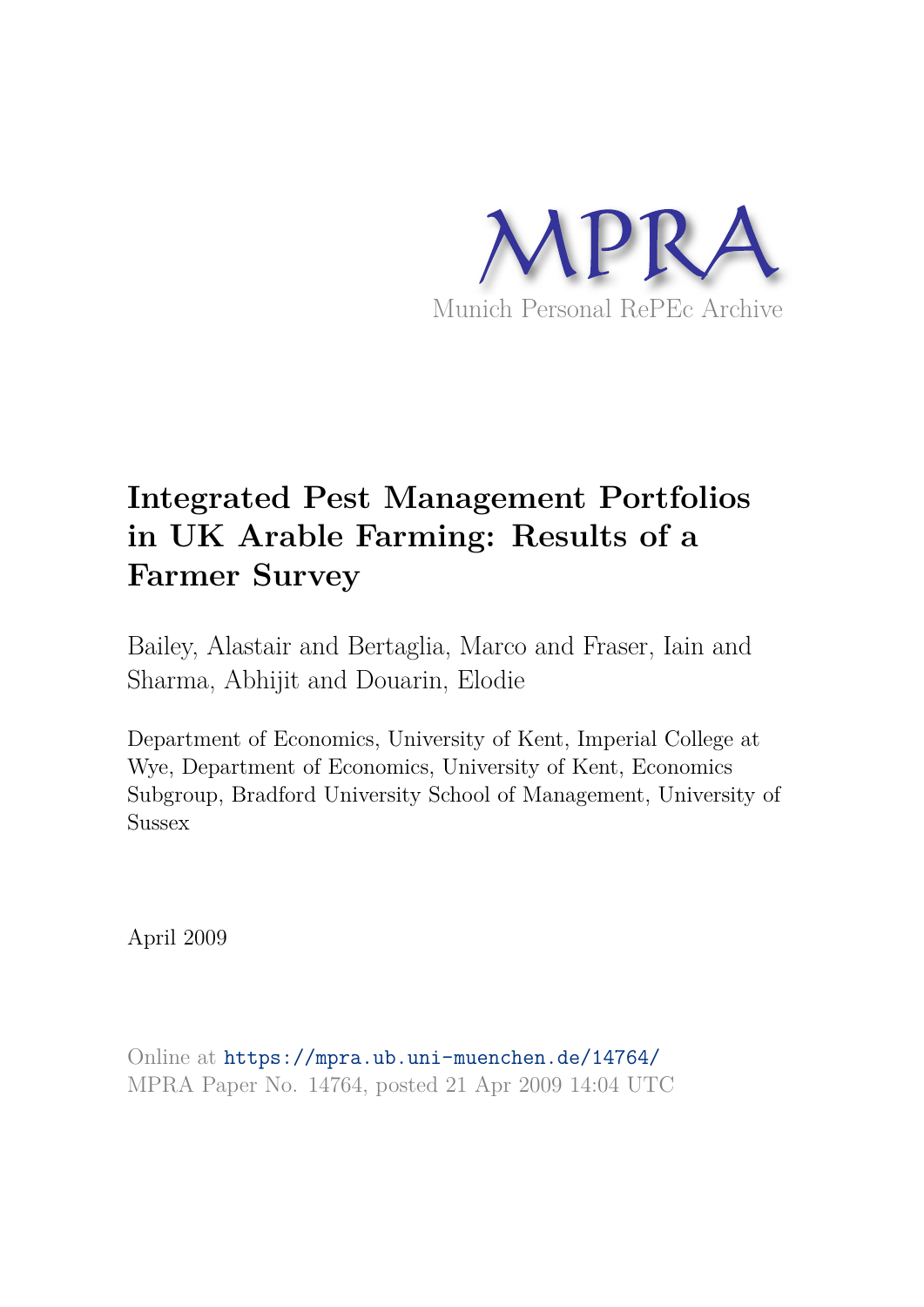MPRA

Munich Personal RePEc Archive

# Integrated Pest Management Portfolios in UK Arable Farming: Results of a Farmer Survey

Bailey, Alastair and Bertaglia, Marco and Fraser, Iain and Sharma, Abhijit and Douarin, Elodie

Department of Economics, University of Kent, Imperial College at Wye, Department of Economics, University of Kent, Economics Subgroup, Bradford University School of Management, University of Sussex

April 2009

Online at https://mpra.ub.uni-muenchen.de/14764/
MPRA Paper No. 14764, posted 21 Apr 2009 14:04 UTC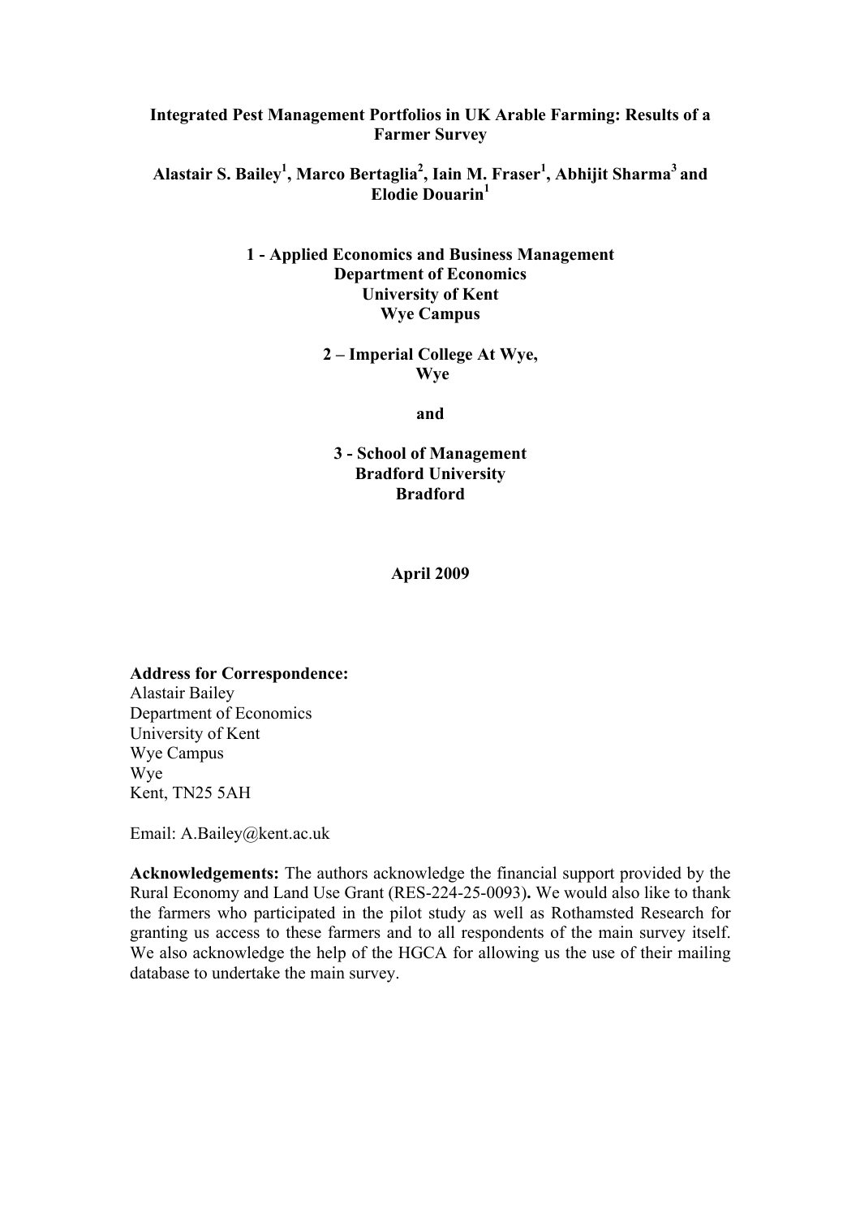# Integrated Pest Management Portfolios in UK Arable Farming: Results of a Farmer Survey

**Alastair S. Bailey[1], Marco Bertaglia[2], Iain M. Fraser[1], Abhijit Sharma[3] and Elodie Douarin[1]**

**1 - Applied Economics and Business Management**
**Department of Economics**
**University of Kent**
**Wye Campus**

**2 – Imperial College At Wye,**
**Wye**

**and**

**3 - School of Management**
**Bradford University**
**Bradford**

**April 2009**

**Address for Correspondence:**
Alastair Bailey
Department of Economics
University of Kent
Wye Campus
Wye
Kent, TN25 5AH

Email: A.Bailey@kent.ac.uk

**Acknowledgements:** The authors acknowledge the financial support provided by the Rural Economy and Land Use Grant (RES-224-25-0093)**.** We would also like to thank the farmers who participated in the pilot study as well as Rothamsted Research for granting us access to these farmers and to all respondents of the main survey itself. We also acknowledge the help of the HGCA for allowing us the use of their mailing database to undertake the main survey.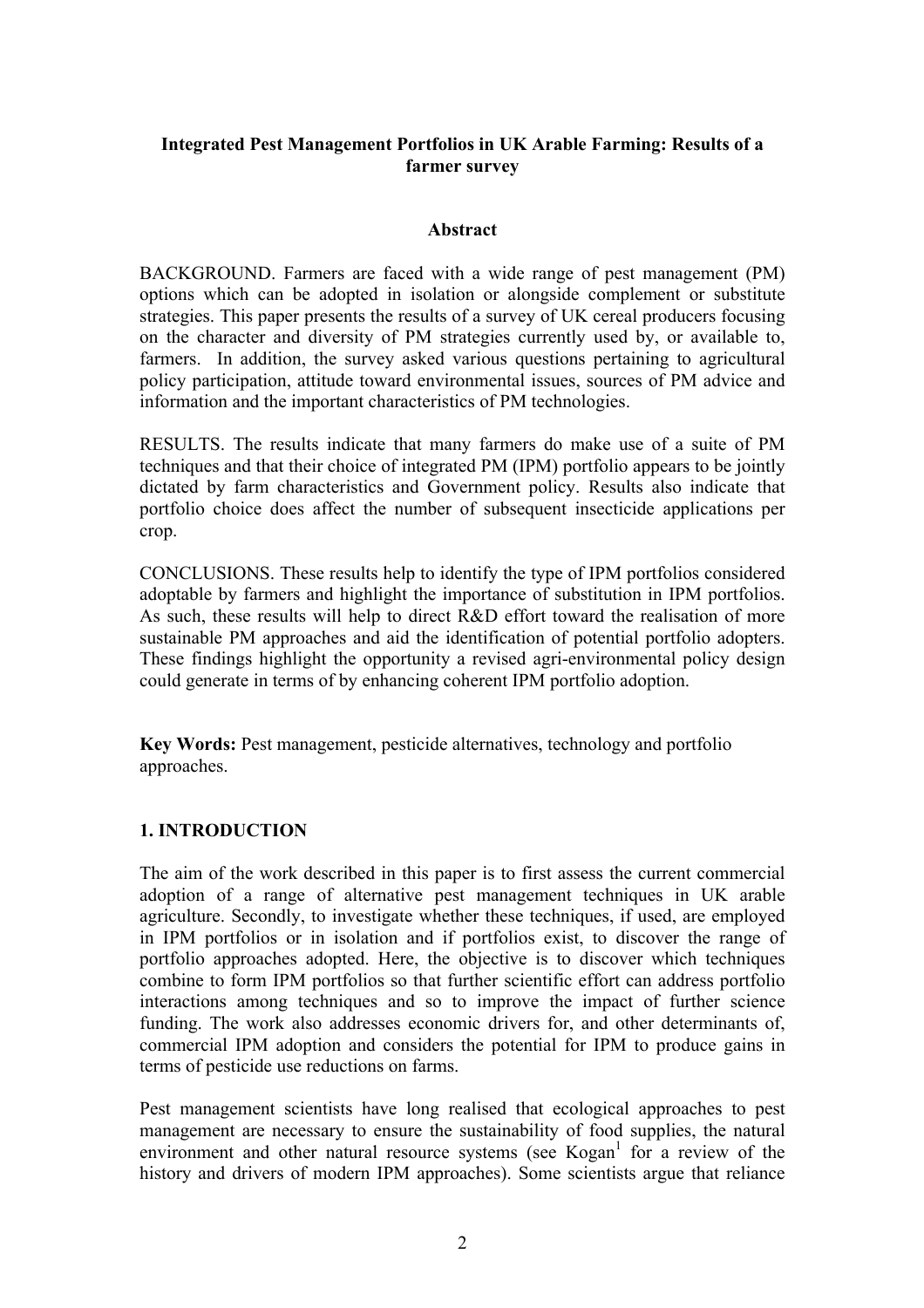**Integrated Pest Management Portfolios in UK Arable Farming: Results of a farmer survey**

**Abstract**

BACKGROUND. Farmers are faced with a wide range of pest management (PM) options which can be adopted in isolation or alongside complement or substitute strategies. This paper presents the results of a survey of UK cereal producers focusing on the character and diversity of PM strategies currently used by, or available to, farmers. In addition, the survey asked various questions pertaining to agricultural policy participation, attitude toward environmental issues, sources of PM advice and information and the important characteristics of PM technologies.

RESULTS. The results indicate that many farmers do make use of a suite of PM techniques and that their choice of integrated PM (IPM) portfolio appears to be jointly dictated by farm characteristics and Government policy. Results also indicate that portfolio choice does affect the number of subsequent insecticide applications per crop.

CONCLUSIONS. These results help to identify the type of IPM portfolios considered adoptable by farmers and highlight the importance of substitution in IPM portfolios. As such, these results will help to direct R&D effort toward the realisation of more sustainable PM approaches and aid the identification of potential portfolio adopters. These findings highlight the opportunity a revised agri-environmental policy design could generate in terms of by enhancing coherent IPM portfolio adoption.

**Key Words:** Pest management, pesticide alternatives, technology and portfolio approaches.

## 1. INTRODUCTION

The aim of the work described in this paper is to first assess the current commercial adoption of a range of alternative pest management techniques in UK arable agriculture. Secondly, to investigate whether these techniques, if used, are employed in IPM portfolios or in isolation and if portfolios exist, to discover the range of portfolio approaches adopted. Here, the objective is to discover which techniques combine to form IPM portfolios so that further scientific effort can address portfolio interactions among techniques and so to improve the impact of further science funding. The work also addresses economic drivers for, and other determinants of, commercial IPM adoption and considers the potential for IPM to produce gains in terms of pesticide use reductions on farms.

Pest management scientists have long realised that ecological approaches to pest management are necessary to ensure the sustainability of food supplies, the natural environment and other natural resource systems (see Kogan[1] for a review of the history and drivers of modern IPM approaches). Some scientists argue that reliance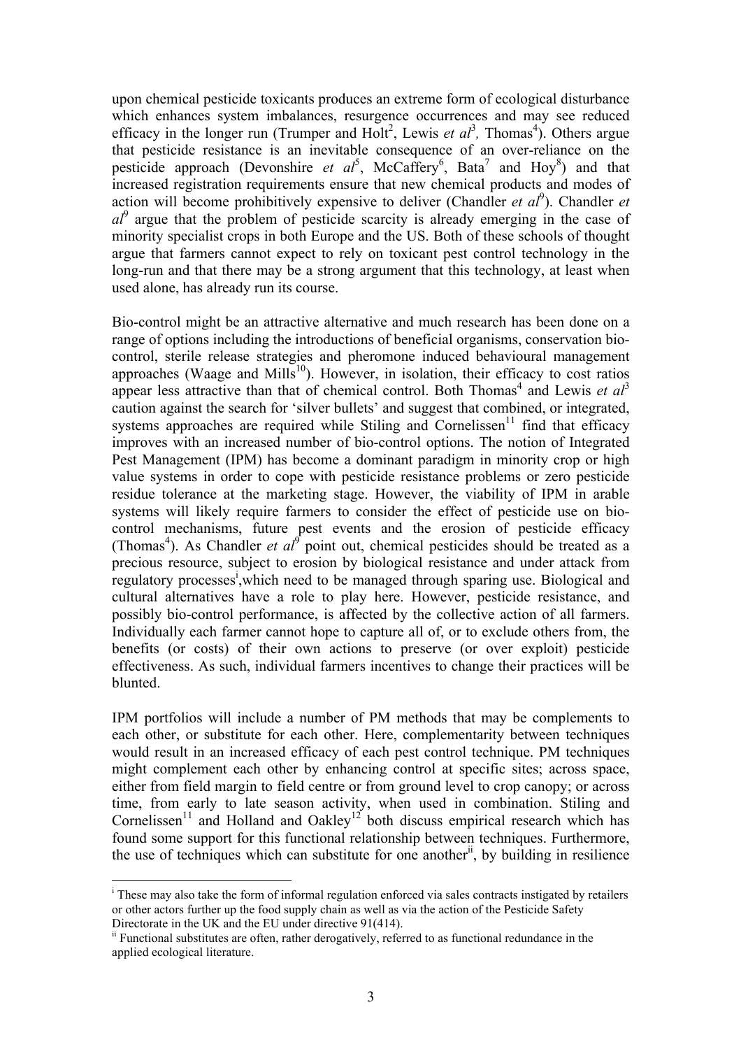upon chemical pesticide toxicants produces an extreme form of ecological disturbance which enhances system imbalances, resurgence occurrences and may see reduced efficacy in the longer run (Trumper and Holt[2], Lewis *et al*[3], Thomas[4]). Others argue that pesticide resistance is an inevitable consequence of an over-reliance on the pesticide approach (Devonshire *et al*[5], McCaffery[6], Bata[7] and Hoy[8]) and that increased registration requirements ensure that new chemical products and modes of action will become prohibitively expensive to deliver (Chandler *et al*[9]). Chandler *et al*[9] argue that the problem of pesticide scarcity is already emerging in the case of minority specialist crops in both Europe and the US. Both of these schools of thought argue that farmers cannot expect to rely on toxicant pest control technology in the long-run and that there may be a strong argument that this technology, at least when used alone, has already run its course.

Bio-control might be an attractive alternative and much research has been done on a range of options including the introductions of beneficial organisms, conservation bio-control, sterile release strategies and pheromone induced behavioural management approaches (Waage and Mills[10]). However, in isolation, their efficacy to cost ratios appear less attractive than that of chemical control. Both Thomas[4] and Lewis *et al*[3] caution against the search for 'silver bullets' and suggest that combined, or integrated, systems approaches are required while Stiling and Cornelissen[11] find that efficacy improves with an increased number of bio-control options. The notion of Integrated Pest Management (IPM) has become a dominant paradigm in minority crop or high value systems in order to cope with pesticide resistance problems or zero pesticide residue tolerance at the marketing stage. However, the viability of IPM in arable systems will likely require farmers to consider the effect of pesticide use on bio-control mechanisms, future pest events and the erosion of pesticide efficacy (Thomas[4]). As Chandler *et al*[9] point out, chemical pesticides should be treated as a precious resource, subject to erosion by biological resistance and under attack from regulatory processes[i],which need to be managed through sparing use. Biological and cultural alternatives have a role to play here. However, pesticide resistance, and possibly bio-control performance, is affected by the collective action of all farmers. Individually each farmer cannot hope to capture all of, or to exclude others from, the benefits (or costs) of their own actions to preserve (or over exploit) pesticide effectiveness. As such, individual farmers incentives to change their practices will be blunted.

IPM portfolios will include a number of PM methods that may be complements to each other, or substitute for each other. Here, complementarity between techniques would result in an increased efficacy of each pest control technique. PM techniques might complement each other by enhancing control at specific sites; across space, either from field margin to field centre or from ground level to crop canopy; or across time, from early to late season activity, when used in combination. Stiling and Cornelissen[11] and Holland and Oakley[12] both discuss empirical research which has found some support for this functional relationship between techniques. Furthermore, the use of techniques which can substitute for one another[ii], by building in resilience

---

[i] These may also take the form of informal regulation enforced via sales contracts instigated by retailers or other actors further up the food supply chain as well as via the action of the Pesticide Safety Directorate in the UK and the EU under directive 91(414).

[ii] Functional substitutes are often, rather derogatively, referred to as functional redundance in the applied ecological literature.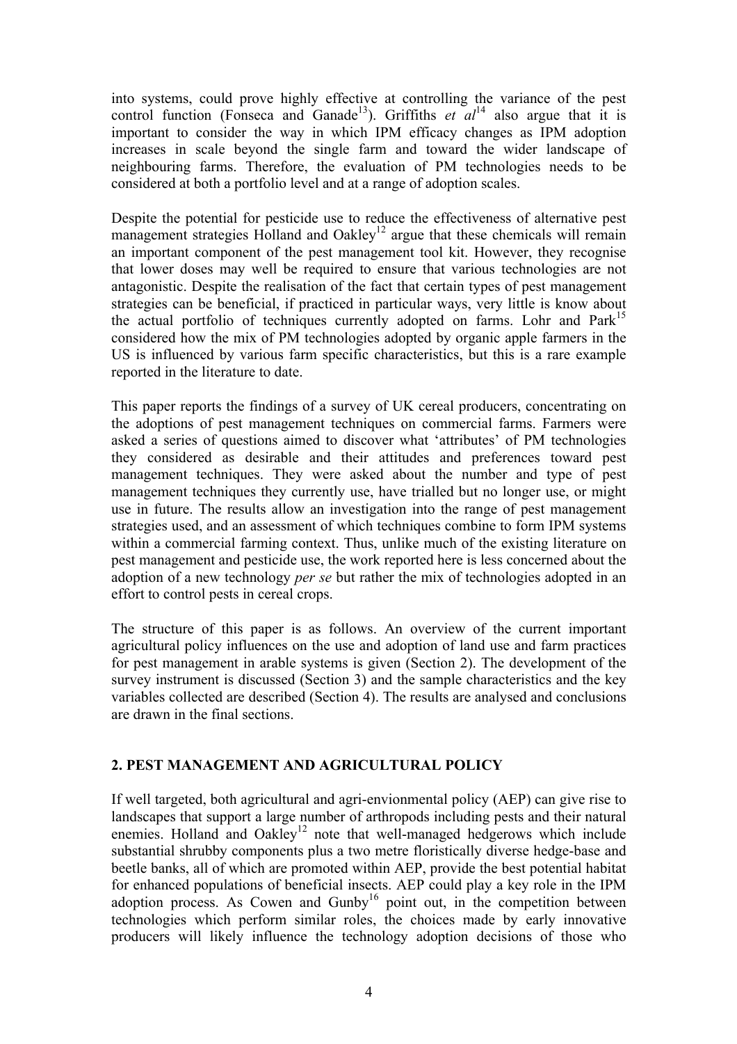into systems, could prove highly effective at controlling the variance of the pest control function (Fonseca and Ganade[13]). Griffiths *et al*[14] also argue that it is important to consider the way in which IPM efficacy changes as IPM adoption increases in scale beyond the single farm and toward the wider landscape of neighbouring farms. Therefore, the evaluation of PM technologies needs to be considered at both a portfolio level and at a range of adoption scales.

Despite the potential for pesticide use to reduce the effectiveness of alternative pest management strategies Holland and Oakley[12] argue that these chemicals will remain an important component of the pest management tool kit. However, they recognise that lower doses may well be required to ensure that various technologies are not antagonistic. Despite the realisation of the fact that certain types of pest management strategies can be beneficial, if practiced in particular ways, very little is know about the actual portfolio of techniques currently adopted on farms. Lohr and Park[15] considered how the mix of PM technologies adopted by organic apple farmers in the US is influenced by various farm specific characteristics, but this is a rare example reported in the literature to date.

This paper reports the findings of a survey of UK cereal producers, concentrating on the adoptions of pest management techniques on commercial farms. Farmers were asked a series of questions aimed to discover what 'attributes' of PM technologies they considered as desirable and their attitudes and preferences toward pest management techniques. They were asked about the number and type of pest management techniques they currently use, have trialled but no longer use, or might use in future. The results allow an investigation into the range of pest management strategies used, and an assessment of which techniques combine to form IPM systems within a commercial farming context. Thus, unlike much of the existing literature on pest management and pesticide use, the work reported here is less concerned about the adoption of a new technology *per se* but rather the mix of technologies adopted in an effort to control pests in cereal crops.

The structure of this paper is as follows. An overview of the current important agricultural policy influences on the use and adoption of land use and farm practices for pest management in arable systems is given (Section 2). The development of the survey instrument is discussed (Section 3) and the sample characteristics and the key variables collected are described (Section 4). The results are analysed and conclusions are drawn in the final sections.

## 2. PEST MANAGEMENT AND AGRICULTURAL POLICY

If well targeted, both agricultural and agri-envionmental policy (AEP) can give rise to landscapes that support a large number of arthropods including pests and their natural enemies. Holland and Oakley[12] note that well-managed hedgerows which include substantial shrubby components plus a two metre floristically diverse hedge-base and beetle banks, all of which are promoted within AEP, provide the best potential habitat for enhanced populations of beneficial insects. AEP could play a key role in the IPM adoption process. As Cowen and Gunby[16] point out, in the competition between technologies which perform similar roles, the choices made by early innovative producers will likely influence the technology adoption decisions of those who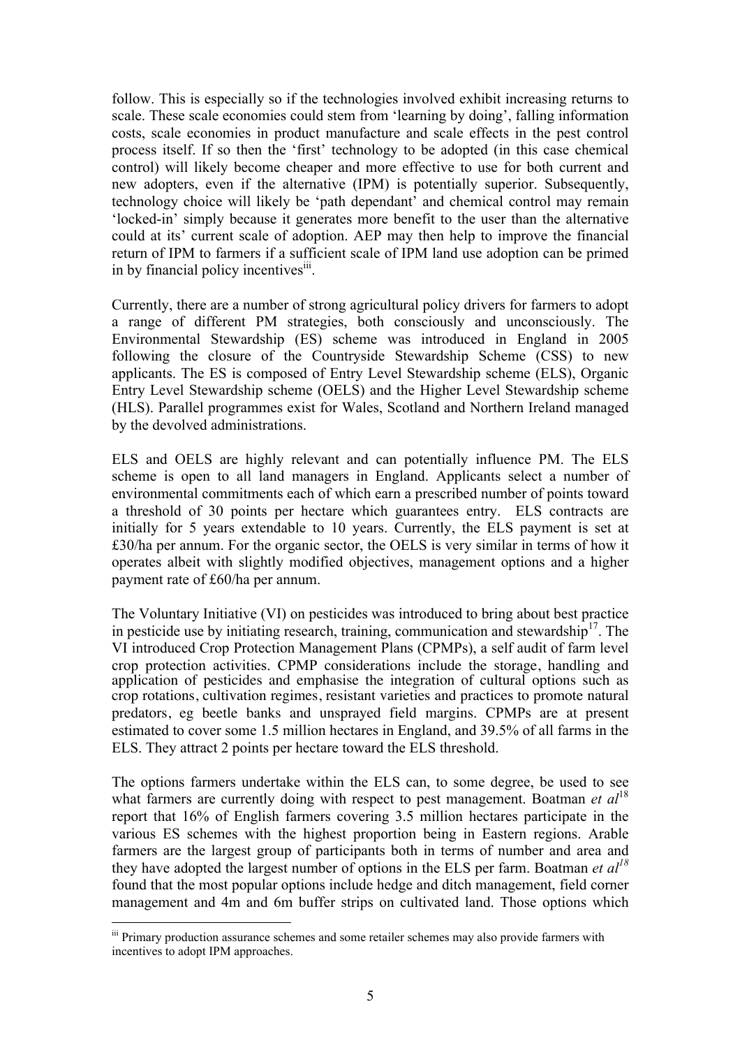follow. This is especially so if the technologies involved exhibit increasing returns to scale. These scale economies could stem from 'learning by doing', falling information costs, scale economies in product manufacture and scale effects in the pest control process itself. If so then the 'first' technology to be adopted (in this case chemical control) will likely become cheaper and more effective to use for both current and new adopters, even if the alternative (IPM) is potentially superior. Subsequently, technology choice will likely be 'path dependant' and chemical control may remain 'locked-in' simply because it generates more benefit to the user than the alternative could at its' current scale of adoption. AEP may then help to improve the financial return of IPM to farmers if a sufficient scale of IPM land use adoption can be primed in by financial policy incentives[iii].

Currently, there are a number of strong agricultural policy drivers for farmers to adopt a range of different PM strategies, both consciously and unconsciously. The Environmental Stewardship (ES) scheme was introduced in England in 2005 following the closure of the Countryside Stewardship Scheme (CSS) to new applicants. The ES is composed of Entry Level Stewardship scheme (ELS), Organic Entry Level Stewardship scheme (OELS) and the Higher Level Stewardship scheme (HLS). Parallel programmes exist for Wales, Scotland and Northern Ireland managed by the devolved administrations.

ELS and OELS are highly relevant and can potentially influence PM. The ELS scheme is open to all land managers in England. Applicants select a number of environmental commitments each of which earn a prescribed number of points toward a threshold of 30 points per hectare which guarantees entry. ELS contracts are initially for 5 years extendable to 10 years. Currently, the ELS payment is set at £30/ha per annum. For the organic sector, the OELS is very similar in terms of how it operates albeit with slightly modified objectives, management options and a higher payment rate of £60/ha per annum.

The Voluntary Initiative (VI) on pesticides was introduced to bring about best practice in pesticide use by initiating research, training, communication and stewardship[17]. The VI introduced Crop Protection Management Plans (CPMPs), a self audit of farm level crop protection activities. CPMP considerations include the storage, handling and application of pesticides and emphasise the integration of cultural options such as crop rotations, cultivation regimes, resistant varieties and practices to promote natural predators, eg beetle banks and unsprayed field margins. CPMPs are at present estimated to cover some 1.5 million hectares in England, and 39.5% of all farms in the ELS. They attract 2 points per hectare toward the ELS threshold.

The options farmers undertake within the ELS can, to some degree, be used to see what farmers are currently doing with respect to pest management. Boatman *et al*[18] report that 16% of English farmers covering 3.5 million hectares participate in the various ES schemes with the highest proportion being in Eastern regions. Arable farmers are the largest group of participants both in terms of number and area and they have adopted the largest number of options in the ELS per farm. Boatman *et al*[18] found that the most popular options include hedge and ditch management, field corner management and 4m and 6m buffer strips on cultivated land. Those options which

---

[iii] Primary production assurance schemes and some retailer schemes may also provide farmers with incentives to adopt IPM approaches.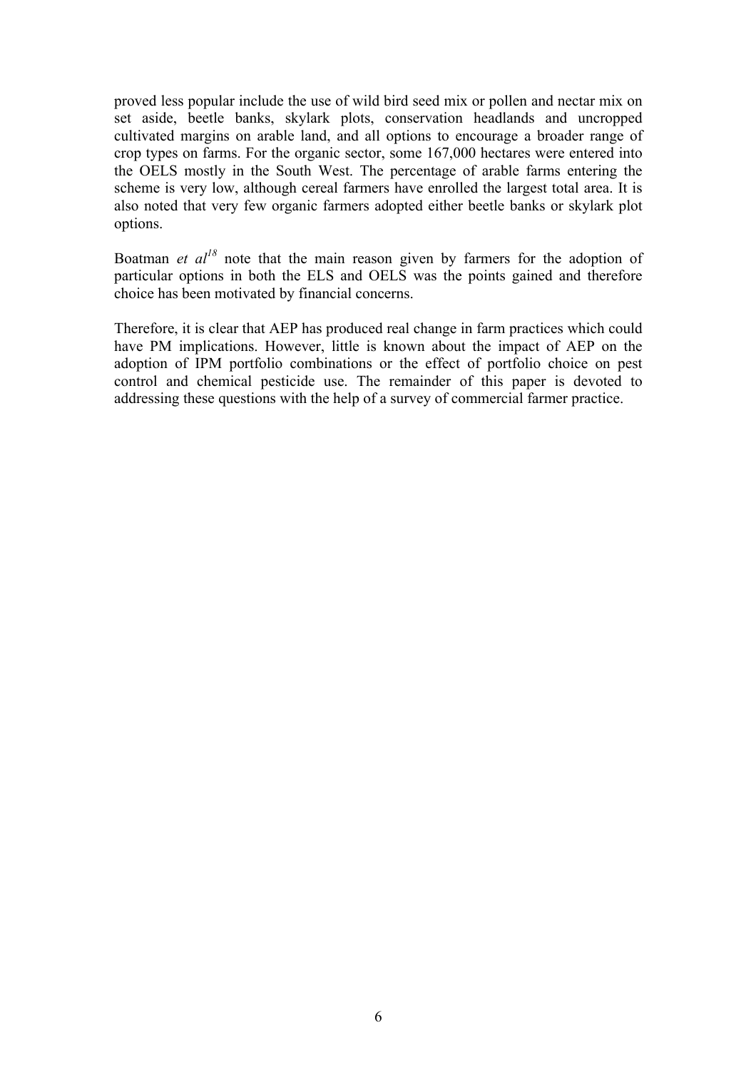proved less popular include the use of wild bird seed mix or pollen and nectar mix on set aside, beetle banks, skylark plots, conservation headlands and uncropped cultivated margins on arable land, and all options to encourage a broader range of crop types on farms. For the organic sector, some 167,000 hectares were entered into the OELS mostly in the South West. The percentage of arable farms entering the scheme is very low, although cereal farmers have enrolled the largest total area. It is also noted that very few organic farmers adopted either beetle banks or skylark plot options.

Boatman *et al*[18] note that the main reason given by farmers for the adoption of particular options in both the ELS and OELS was the points gained and therefore choice has been motivated by financial concerns.

Therefore, it is clear that AEP has produced real change in farm practices which could have PM implications. However, little is known about the impact of AEP on the adoption of IPM portfolio combinations or the effect of portfolio choice on pest control and chemical pesticide use. The remainder of this paper is devoted to addressing these questions with the help of a survey of commercial farmer practice.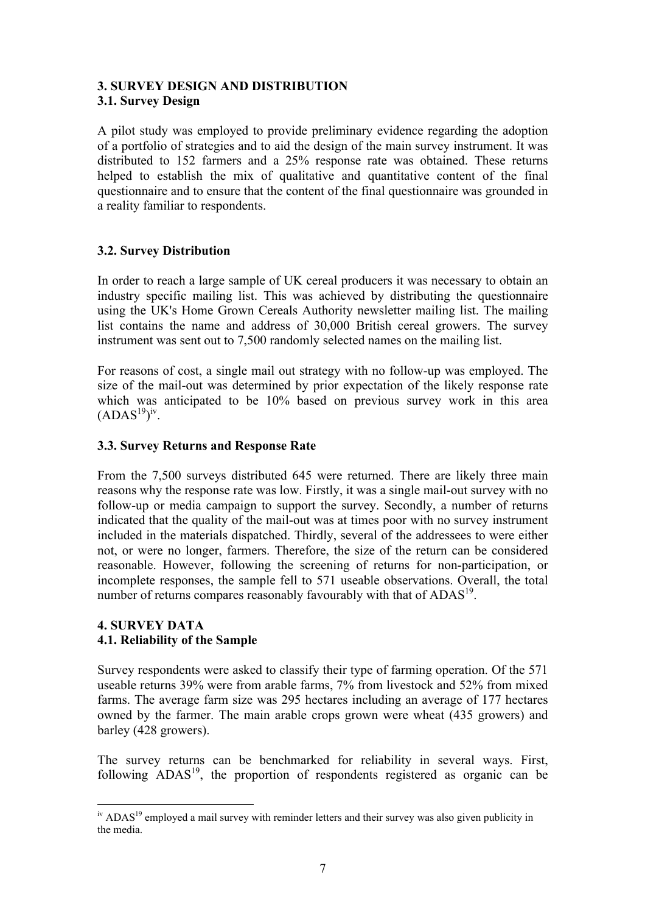## 3. SURVEY DESIGN AND DISTRIBUTION

### 3.1. Survey Design

A pilot study was employed to provide preliminary evidence regarding the adoption of a portfolio of strategies and to aid the design of the main survey instrument. It was distributed to 152 farmers and a 25% response rate was obtained. These returns helped to establish the mix of qualitative and quantitative content of the final questionnaire and to ensure that the content of the final questionnaire was grounded in a reality familiar to respondents.

### 3.2. Survey Distribution

In order to reach a large sample of UK cereal producers it was necessary to obtain an industry specific mailing list. This was achieved by distributing the questionnaire using the UK's Home Grown Cereals Authority newsletter mailing list. The mailing list contains the name and address of 30,000 British cereal growers. The survey instrument was sent out to 7,500 randomly selected names on the mailing list.

For reasons of cost, a single mail out strategy with no follow-up was employed. The size of the mail-out was determined by prior expectation of the likely response rate which was anticipated to be 10% based on previous survey work in this area (ADAS[19])[iv].

### 3.3. Survey Returns and Response Rate

From the 7,500 surveys distributed 645 were returned. There are likely three main reasons why the response rate was low. Firstly, it was a single mail-out survey with no follow-up or media campaign to support the survey. Secondly, a number of returns indicated that the quality of the mail-out was at times poor with no survey instrument included in the materials dispatched. Thirdly, several of the addressees to were either not, or were no longer, farmers. Therefore, the size of the return can be considered reasonable. However, following the screening of returns for non-participation, or incomplete responses, the sample fell to 571 useable observations. Overall, the total number of returns compares reasonably favourably with that of ADAS[19].

## 4. SURVEY DATA

### 4.1. Reliability of the Sample

Survey respondents were asked to classify their type of farming operation. Of the 571 useable returns 39% were from arable farms, 7% from livestock and 52% from mixed farms. The average farm size was 295 hectares including an average of 177 hectares owned by the farmer. The main arable crops grown were wheat (435 growers) and barley (428 growers).

The survey returns can be benchmarked for reliability in several ways. First, following ADAS[19], the proportion of respondents registered as organic can be

---

[iv] ADAS[19] employed a mail survey with reminder letters and their survey was also given publicity in the media.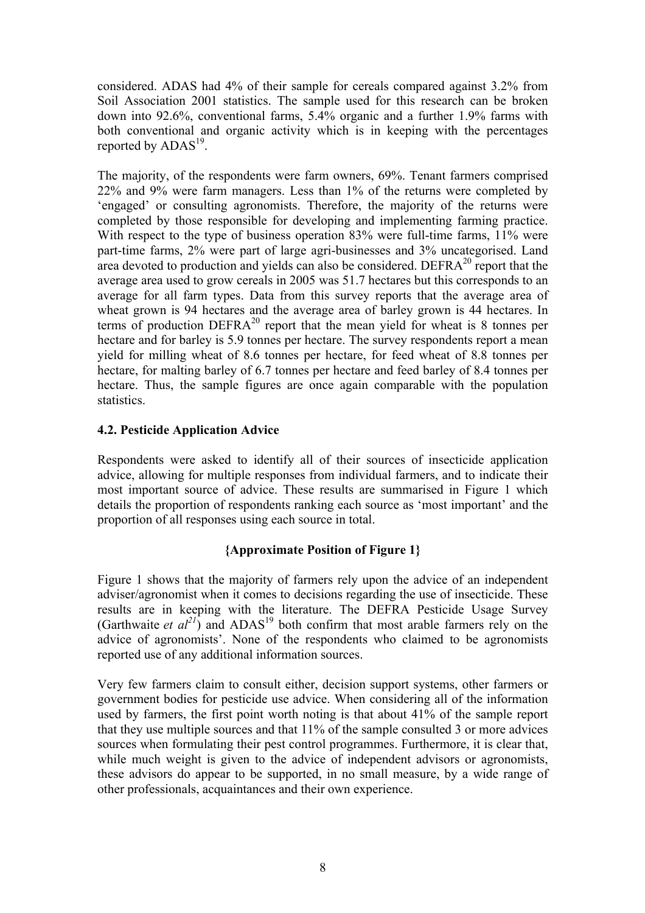considered. ADAS had 4% of their sample for cereals compared against 3.2% from Soil Association 2001 statistics. The sample used for this research can be broken down into 92.6%, conventional farms, 5.4% organic and a further 1.9% farms with both conventional and organic activity which is in keeping with the percentages reported by ADAS[19].

The majority, of the respondents were farm owners, 69%. Tenant farmers comprised 22% and 9% were farm managers. Less than 1% of the returns were completed by 'engaged' or consulting agronomists. Therefore, the majority of the returns were completed by those responsible for developing and implementing farming practice. With respect to the type of business operation 83% were full-time farms, 11% were part-time farms, 2% were part of large agri-businesses and 3% uncategorised. Land area devoted to production and yields can also be considered. DEFRA[20] report that the average area used to grow cereals in 2005 was 51.7 hectares but this corresponds to an average for all farm types. Data from this survey reports that the average area of wheat grown is 94 hectares and the average area of barley grown is 44 hectares. In terms of production DEFRA[20] report that the mean yield for wheat is 8 tonnes per hectare and for barley is 5.9 tonnes per hectare. The survey respondents report a mean yield for milling wheat of 8.6 tonnes per hectare, for feed wheat of 8.8 tonnes per hectare, for malting barley of 6.7 tonnes per hectare and feed barley of 8.4 tonnes per hectare. Thus, the sample figures are once again comparable with the population statistics.

### 4.2. Pesticide Application Advice

Respondents were asked to identify all of their sources of insecticide application advice, allowing for multiple responses from individual farmers, and to indicate their most important source of advice. These results are summarised in Figure 1 which details the proportion of respondents ranking each source as 'most important' and the proportion of all responses using each source in total.

**{Approximate Position of Figure 1}**

Figure 1 shows that the majority of farmers rely upon the advice of an independent adviser/agronomist when it comes to decisions regarding the use of insecticide. These results are in keeping with the literature. The DEFRA Pesticide Usage Survey (Garthwaite *et al*[21]) and ADAS[19] both confirm that most arable farmers rely on the advice of agronomists'. None of the respondents who claimed to be agronomists reported use of any additional information sources.

Very few farmers claim to consult either, decision support systems, other farmers or government bodies for pesticide use advice. When considering all of the information used by farmers, the first point worth noting is that about 41% of the sample report that they use multiple sources and that 11% of the sample consulted 3 or more advices sources when formulating their pest control programmes. Furthermore, it is clear that, while much weight is given to the advice of independent advisors or agronomists, these advisors do appear to be supported, in no small measure, by a wide range of other professionals, acquaintances and their own experience.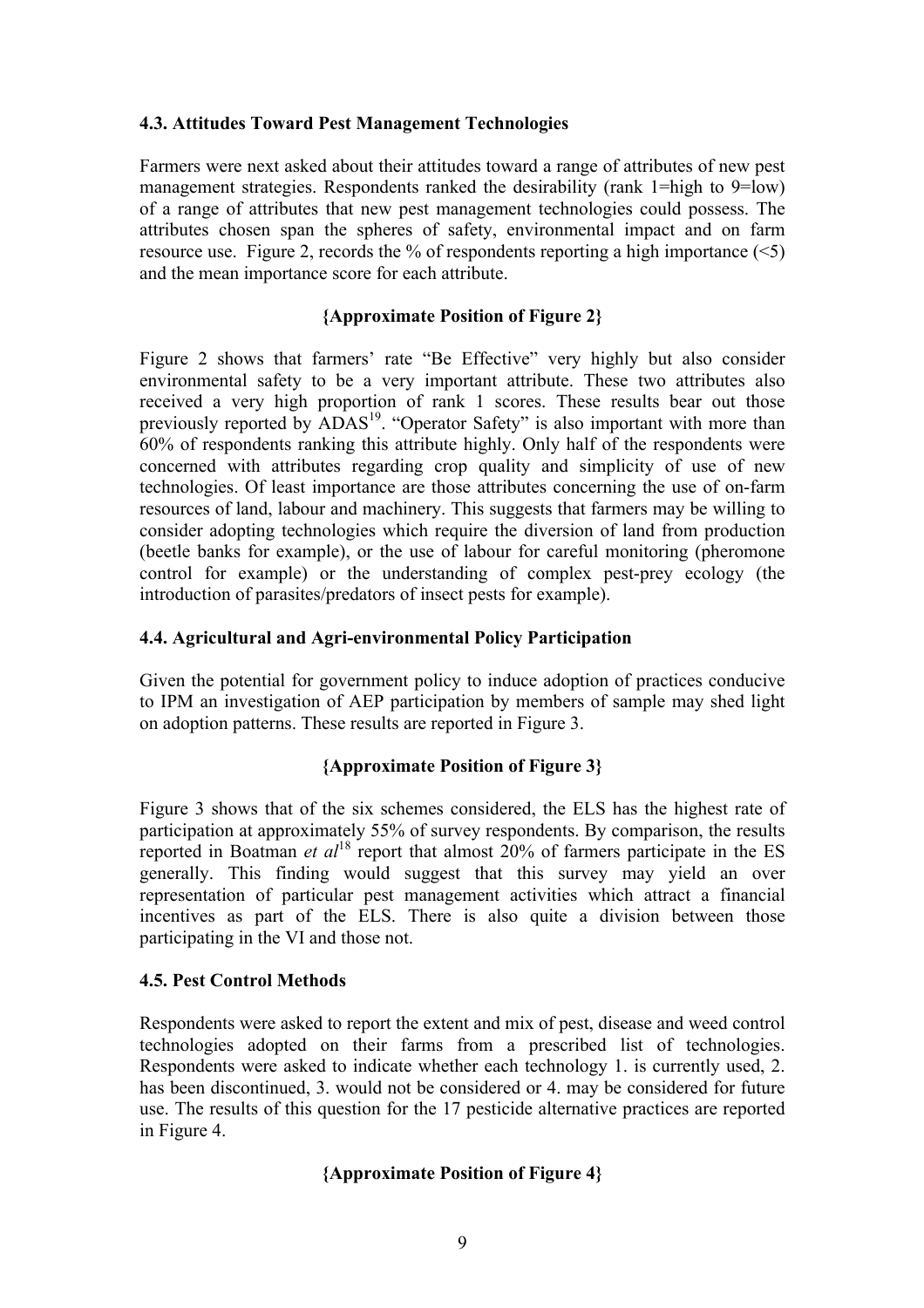### 4.3. Attitudes Toward Pest Management Technologies

Farmers were next asked about their attitudes toward a range of attributes of new pest management strategies. Respondents ranked the desirability (rank 1=high to 9=low) of a range of attributes that new pest management technologies could possess. The attributes chosen span the spheres of safety, environmental impact and on farm resource use. Figure 2, records the % of respondents reporting a high importance (<5) and the mean importance score for each attribute.

**{Approximate Position of Figure 2}**

Figure 2 shows that farmers' rate "Be Effective" very highly but also consider environmental safety to be a very important attribute. These two attributes also received a very high proportion of rank 1 scores. These results bear out those previously reported by ADAS[19]. "Operator Safety" is also important with more than 60% of respondents ranking this attribute highly. Only half of the respondents were concerned with attributes regarding crop quality and simplicity of use of new technologies. Of least importance are those attributes concerning the use of on-farm resources of land, labour and machinery. This suggests that farmers may be willing to consider adopting technologies which require the diversion of land from production (beetle banks for example), or the use of labour for careful monitoring (pheromone control for example) or the understanding of complex pest-prey ecology (the introduction of parasites/predators of insect pests for example).

### 4.4. Agricultural and Agri-environmental Policy Participation

Given the potential for government policy to induce adoption of practices conducive to IPM an investigation of AEP participation by members of sample may shed light on adoption patterns. These results are reported in Figure 3.

**{Approximate Position of Figure 3}**

Figure 3 shows that of the six schemes considered, the ELS has the highest rate of participation at approximately 55% of survey respondents. By comparison, the results reported in Boatman *et al*[18] report that almost 20% of farmers participate in the ES generally. This finding would suggest that this survey may yield an over representation of particular pest management activities which attract a financial incentives as part of the ELS. There is also quite a division between those participating in the VI and those not.

### 4.5. Pest Control Methods

Respondents were asked to report the extent and mix of pest, disease and weed control technologies adopted on their farms from a prescribed list of technologies. Respondents were asked to indicate whether each technology 1. is currently used, 2. has been discontinued, 3. would not be considered or 4. may be considered for future use. The results of this question for the 17 pesticide alternative practices are reported in Figure 4.

**{Approximate Position of Figure 4}**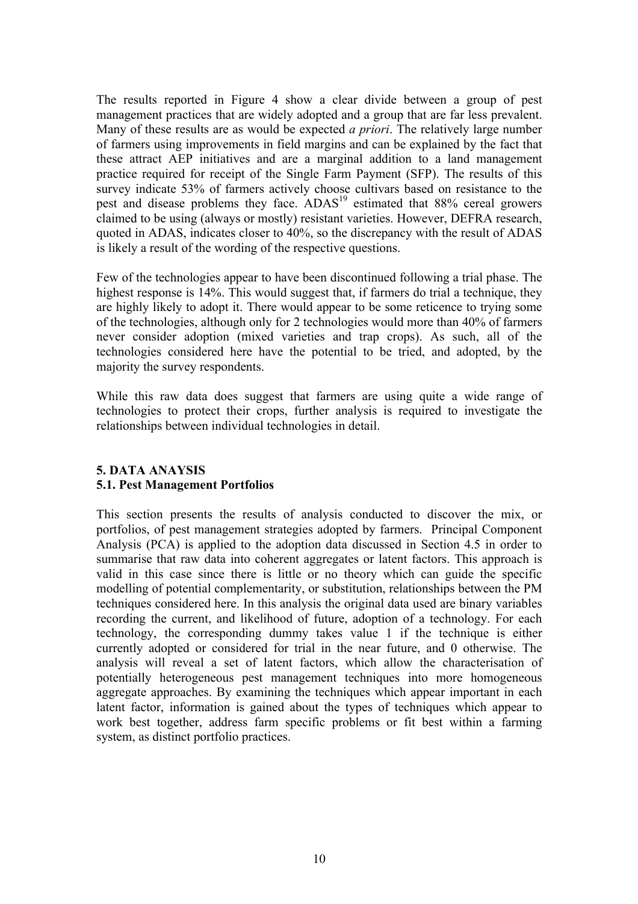The results reported in Figure 4 show a clear divide between a group of pest management practices that are widely adopted and a group that are far less prevalent. Many of these results are as would be expected *a priori*. The relatively large number of farmers using improvements in field margins and can be explained by the fact that these attract AEP initiatives and are a marginal addition to a land management practice required for receipt of the Single Farm Payment (SFP). The results of this survey indicate 53% of farmers actively choose cultivars based on resistance to the pest and disease problems they face. ADAS[19] estimated that 88% cereal growers claimed to be using (always or mostly) resistant varieties. However, DEFRA research, quoted in ADAS, indicates closer to 40%, so the discrepancy with the result of ADAS is likely a result of the wording of the respective questions.

Few of the technologies appear to have been discontinued following a trial phase. The highest response is 14%. This would suggest that, if farmers do trial a technique, they are highly likely to adopt it. There would appear to be some reticence to trying some of the technologies, although only for 2 technologies would more than 40% of farmers never consider adoption (mixed varieties and trap crops). As such, all of the technologies considered here have the potential to be tried, and adopted, by the majority the survey respondents.

While this raw data does suggest that farmers are using quite a wide range of technologies to protect their crops, further analysis is required to investigate the relationships between individual technologies in detail.

## 5. DATA ANAYSIS

### 5.1. Pest Management Portfolios

This section presents the results of analysis conducted to discover the mix, or portfolios, of pest management strategies adopted by farmers. Principal Component Analysis (PCA) is applied to the adoption data discussed in Section 4.5 in order to summarise that raw data into coherent aggregates or latent factors. This approach is valid in this case since there is little or no theory which can guide the specific modelling of potential complementarity, or substitution, relationships between the PM techniques considered here. In this analysis the original data used are binary variables recording the current, and likelihood of future, adoption of a technology. For each technology, the corresponding dummy takes value 1 if the technique is either currently adopted or considered for trial in the near future, and 0 otherwise. The analysis will reveal a set of latent factors, which allow the characterisation of potentially heterogeneous pest management techniques into more homogeneous aggregate approaches. By examining the techniques which appear important in each latent factor, information is gained about the types of techniques which appear to work best together, address farm specific problems or fit best within a farming system, as distinct portfolio practices.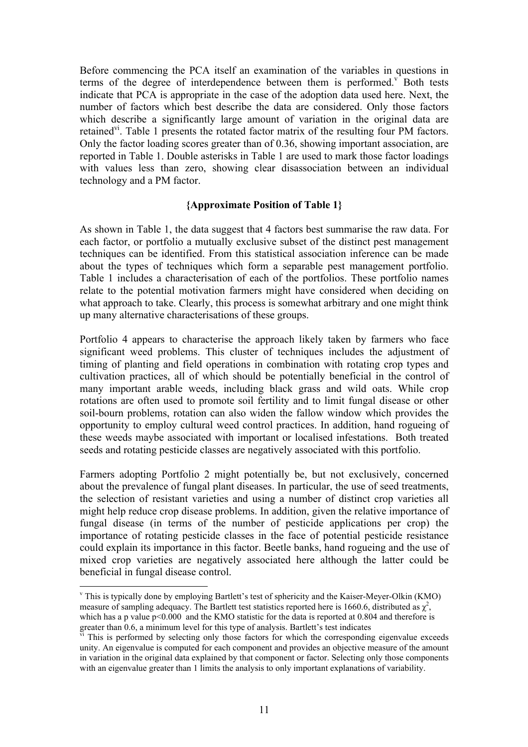Before commencing the PCA itself an examination of the variables in questions in terms of the degree of interdependence between them is performed.[v] Both tests indicate that PCA is appropriate in the case of the adoption data used here. Next, the number of factors which best describe the data are considered. Only those factors which describe a significantly large amount of variation in the original data are retained[vi]. Table 1 presents the rotated factor matrix of the resulting four PM factors. Only the factor loading scores greater than of 0.36, showing important association, are reported in Table 1. Double asterisks in Table 1 are used to mark those factor loadings with values less than zero, showing clear disassociation between an individual technology and a PM factor.

**{Approximate Position of Table 1}**

As shown in Table 1, the data suggest that 4 factors best summarise the raw data. For each factor, or portfolio a mutually exclusive subset of the distinct pest management techniques can be identified. From this statistical association inference can be made about the types of techniques which form a separable pest management portfolio. Table 1 includes a characterisation of each of the portfolios. These portfolio names relate to the potential motivation farmers might have considered when deciding on what approach to take. Clearly, this process is somewhat arbitrary and one might think up many alternative characterisations of these groups.

Portfolio 4 appears to characterise the approach likely taken by farmers who face significant weed problems. This cluster of techniques includes the adjustment of timing of planting and field operations in combination with rotating crop types and cultivation practices, all of which should be potentially beneficial in the control of many important arable weeds, including black grass and wild oats. While crop rotations are often used to promote soil fertility and to limit fungal disease or other soil-bourn problems, rotation can also widen the fallow window which provides the opportunity to employ cultural weed control practices. In addition, hand rogueing of these weeds maybe associated with important or localised infestations. Both treated seeds and rotating pesticide classes are negatively associated with this portfolio.

Farmers adopting Portfolio 2 might potentially be, but not exclusively, concerned about the prevalence of fungal plant diseases. In particular, the use of seed treatments, the selection of resistant varieties and using a number of distinct crop varieties all might help reduce crop disease problems. In addition, given the relative importance of fungal disease (in terms of the number of pesticide applications per crop) the importance of rotating pesticide classes in the face of potential pesticide resistance could explain its importance in this factor. Beetle banks, hand rogueing and the use of mixed crop varieties are negatively associated here although the latter could be beneficial in fungal disease control.

---

[v] This is typically done by employing Bartlett's test of sphericity and the Kaiser-Meyer-Olkin (KMO) measure of sampling adequacy. The Bartlett test statistics reported here is 1660.6, distributed as $\chi^2$, which has a p value $p<0.000$ and the KMO statistic for the data is reported at 0.804 and therefore is greater than 0.6, a minimum level for this type of analysis. Bartlett's test indicates

[vi] This is performed by selecting only those factors for which the corresponding eigenvalue exceeds unity. An eigenvalue is computed for each component and provides an objective measure of the amount in variation in the original data explained by that component or factor. Selecting only those components with an eigenvalue greater than 1 limits the analysis to only important explanations of variability.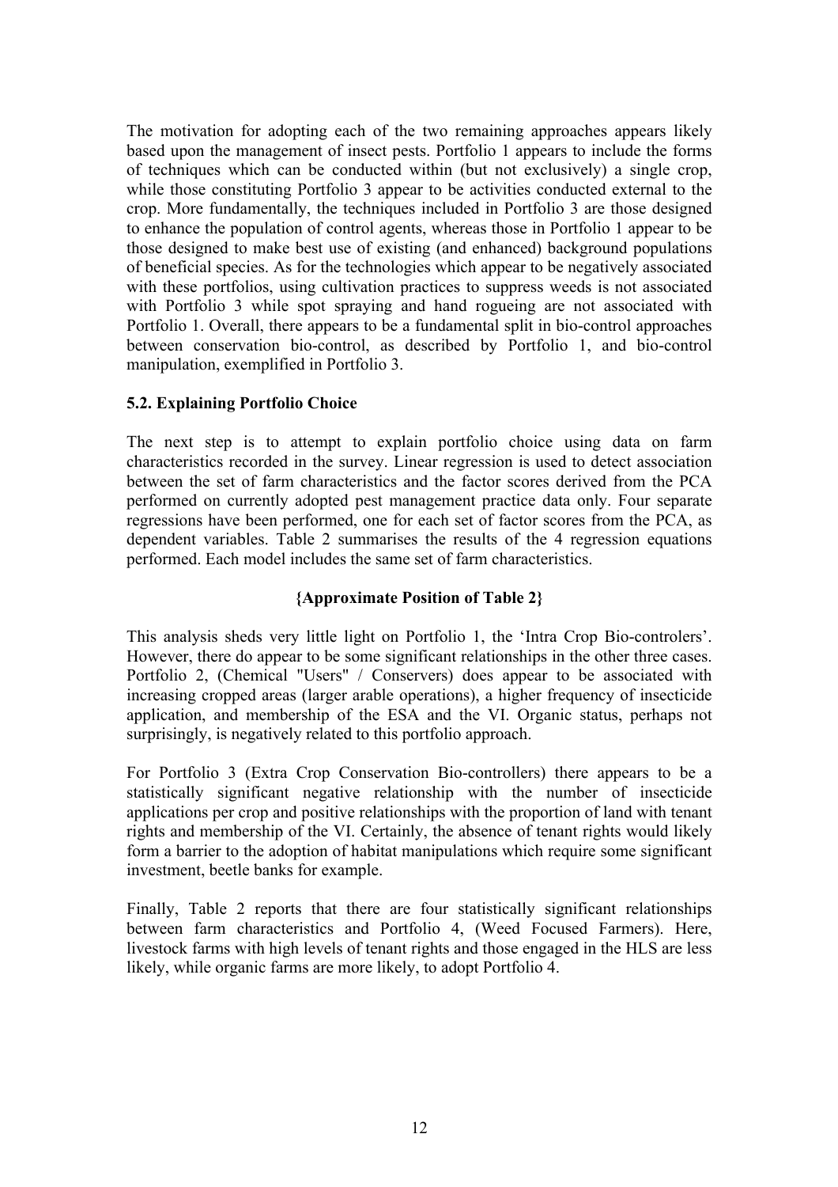The motivation for adopting each of the two remaining approaches appears likely based upon the management of insect pests. Portfolio 1 appears to include the forms of techniques which can be conducted within (but not exclusively) a single crop, while those constituting Portfolio 3 appear to be activities conducted external to the crop. More fundamentally, the techniques included in Portfolio 3 are those designed to enhance the population of control agents, whereas those in Portfolio 1 appear to be those designed to make best use of existing (and enhanced) background populations of beneficial species. As for the technologies which appear to be negatively associated with these portfolios, using cultivation practices to suppress weeds is not associated with Portfolio 3 while spot spraying and hand rogueing are not associated with Portfolio 1. Overall, there appears to be a fundamental split in bio-control approaches between conservation bio-control, as described by Portfolio 1, and bio-control manipulation, exemplified in Portfolio 3.

### 5.2. Explaining Portfolio Choice

The next step is to attempt to explain portfolio choice using data on farm characteristics recorded in the survey. Linear regression is used to detect association between the set of farm characteristics and the factor scores derived from the PCA performed on currently adopted pest management practice data only. Four separate regressions have been performed, one for each set of factor scores from the PCA, as dependent variables. Table 2 summarises the results of the 4 regression equations performed. Each model includes the same set of farm characteristics.

**{Approximate Position of Table 2}**

This analysis sheds very little light on Portfolio 1, the 'Intra Crop Bio-controlers'. However, there do appear to be some significant relationships in the other three cases. Portfolio 2, (Chemical "Users" / Conservers) does appear to be associated with increasing cropped areas (larger arable operations), a higher frequency of insecticide application, and membership of the ESA and the VI. Organic status, perhaps not surprisingly, is negatively related to this portfolio approach.

For Portfolio 3 (Extra Crop Conservation Bio-controllers) there appears to be a statistically significant negative relationship with the number of insecticide applications per crop and positive relationships with the proportion of land with tenant rights and membership of the VI. Certainly, the absence of tenant rights would likely form a barrier to the adoption of habitat manipulations which require some significant investment, beetle banks for example.

Finally, Table 2 reports that there are four statistically significant relationships between farm characteristics and Portfolio 4, (Weed Focused Farmers). Here, livestock farms with high levels of tenant rights and those engaged in the HLS are less likely, while organic farms are more likely, to adopt Portfolio 4.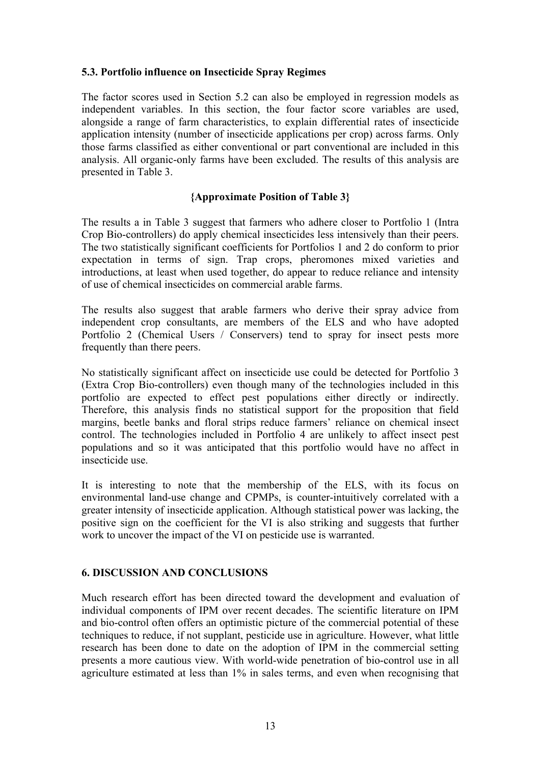### 5.3. Portfolio influence on Insecticide Spray Regimes

The factor scores used in Section 5.2 can also be employed in regression models as independent variables. In this section, the four factor score variables are used, alongside a range of farm characteristics, to explain differential rates of insecticide application intensity (number of insecticide applications per crop) across farms. Only those farms classified as either conventional or part conventional are included in this analysis. All organic-only farms have been excluded. The results of this analysis are presented in Table 3.

**{Approximate Position of Table 3}**

The results a in Table 3 suggest that farmers who adhere closer to Portfolio 1 (Intra Crop Bio-controllers) do apply chemical insecticides less intensively than their peers. The two statistically significant coefficients for Portfolios 1 and 2 do conform to prior expectation in terms of sign. Trap crops, pheromones mixed varieties and introductions, at least when used together, do appear to reduce reliance and intensity of use of chemical insecticides on commercial arable farms.

The results also suggest that arable farmers who derive their spray advice from independent crop consultants, are members of the ELS and who have adopted Portfolio 2 (Chemical Users / Conservers) tend to spray for insect pests more frequently than there peers.

No statistically significant affect on insecticide use could be detected for Portfolio 3 (Extra Crop Bio-controllers) even though many of the technologies included in this portfolio are expected to effect pest populations either directly or indirectly. Therefore, this analysis finds no statistical support for the proposition that field margins, beetle banks and floral strips reduce farmers' reliance on chemical insect control. The technologies included in Portfolio 4 are unlikely to affect insect pest populations and so it was anticipated that this portfolio would have no affect in insecticide use.

It is interesting to note that the membership of the ELS, with its focus on environmental land-use change and CPMPs, is counter-intuitively correlated with a greater intensity of insecticide application. Although statistical power was lacking, the positive sign on the coefficient for the VI is also striking and suggests that further work to uncover the impact of the VI on pesticide use is warranted.

## 6. DISCUSSION AND CONCLUSIONS

Much research effort has been directed toward the development and evaluation of individual components of IPM over recent decades. The scientific literature on IPM and bio-control often offers an optimistic picture of the commercial potential of these techniques to reduce, if not supplant, pesticide use in agriculture. However, what little research has been done to date on the adoption of IPM in the commercial setting presents a more cautious view. With world-wide penetration of bio-control use in all agriculture estimated at less than 1% in sales terms, and even when recognising that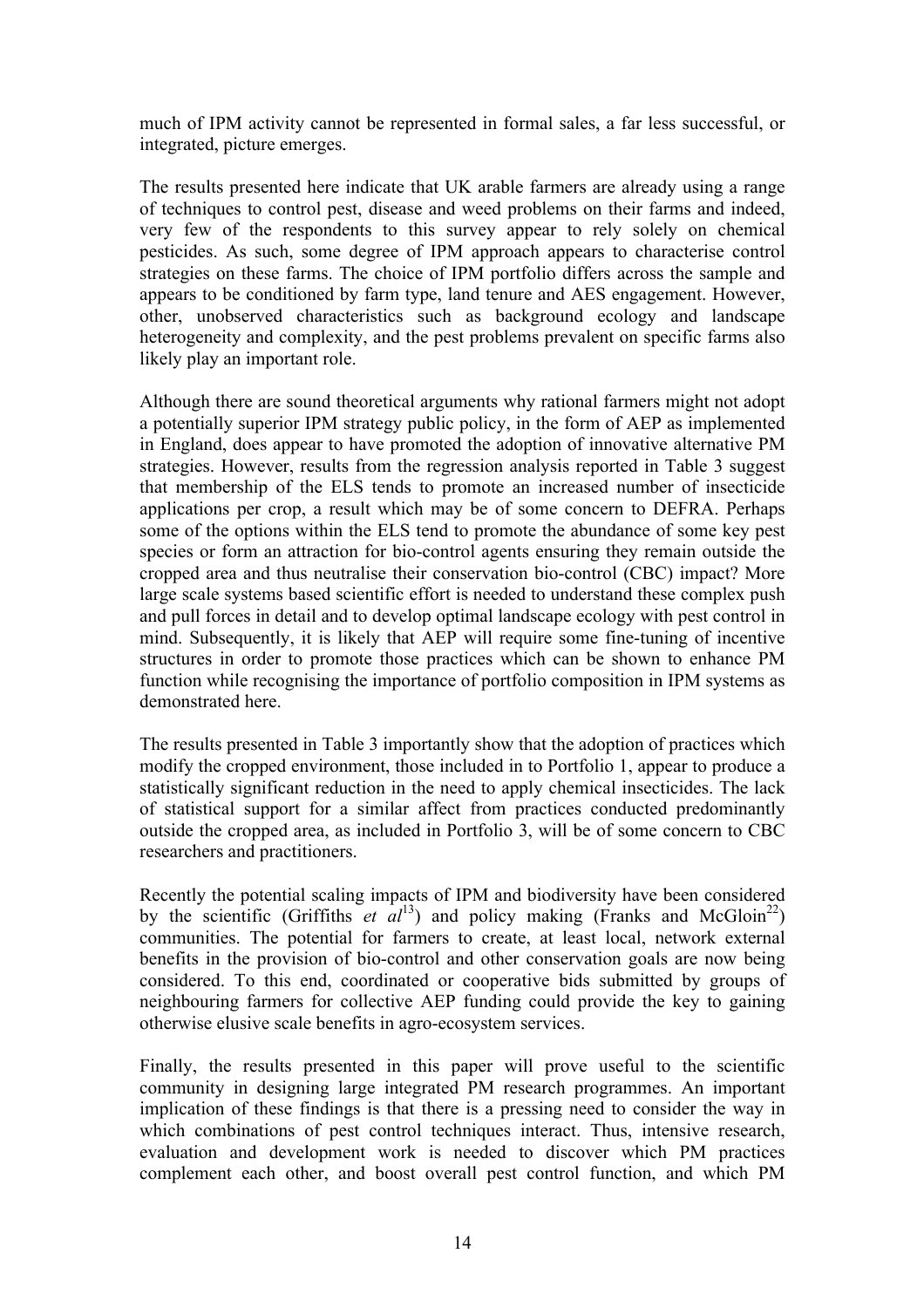much of IPM activity cannot be represented in formal sales, a far less successful, or integrated, picture emerges.

The results presented here indicate that UK arable farmers are already using a range of techniques to control pest, disease and weed problems on their farms and indeed, very few of the respondents to this survey appear to rely solely on chemical pesticides. As such, some degree of IPM approach appears to characterise control strategies on these farms. The choice of IPM portfolio differs across the sample and appears to be conditioned by farm type, land tenure and AES engagement. However, other, unobserved characteristics such as background ecology and landscape heterogeneity and complexity, and the pest problems prevalent on specific farms also likely play an important role.

Although there are sound theoretical arguments why rational farmers might not adopt a potentially superior IPM strategy public policy, in the form of AEP as implemented in England, does appear to have promoted the adoption of innovative alternative PM strategies. However, results from the regression analysis reported in Table 3 suggest that membership of the ELS tends to promote an increased number of insecticide applications per crop, a result which may be of some concern to DEFRA. Perhaps some of the options within the ELS tend to promote the abundance of some key pest species or form an attraction for bio-control agents ensuring they remain outside the cropped area and thus neutralise their conservation bio-control (CBC) impact? More large scale systems based scientific effort is needed to understand these complex push and pull forces in detail and to develop optimal landscape ecology with pest control in mind. Subsequently, it is likely that AEP will require some fine-tuning of incentive structures in order to promote those practices which can be shown to enhance PM function while recognising the importance of portfolio composition in IPM systems as demonstrated here.

The results presented in Table 3 importantly show that the adoption of practices which modify the cropped environment, those included in to Portfolio 1, appear to produce a statistically significant reduction in the need to apply chemical insecticides. The lack of statistical support for a similar affect from practices conducted predominantly outside the cropped area, as included in Portfolio 3, will be of some concern to CBC researchers and practitioners.

Recently the potential scaling impacts of IPM and biodiversity have been considered by the scientific (Griffiths *et al*[13]) and policy making (Franks and McGloin[22]) communities. The potential for farmers to create, at least local, network external benefits in the provision of bio-control and other conservation goals are now being considered. To this end, coordinated or cooperative bids submitted by groups of neighbouring farmers for collective AEP funding could provide the key to gaining otherwise elusive scale benefits in agro-ecosystem services.

Finally, the results presented in this paper will prove useful to the scientific community in designing large integrated PM research programmes. An important implication of these findings is that there is a pressing need to consider the way in which combinations of pest control techniques interact. Thus, intensive research, evaluation and development work is needed to discover which PM practices complement each other, and boost overall pest control function, and which PM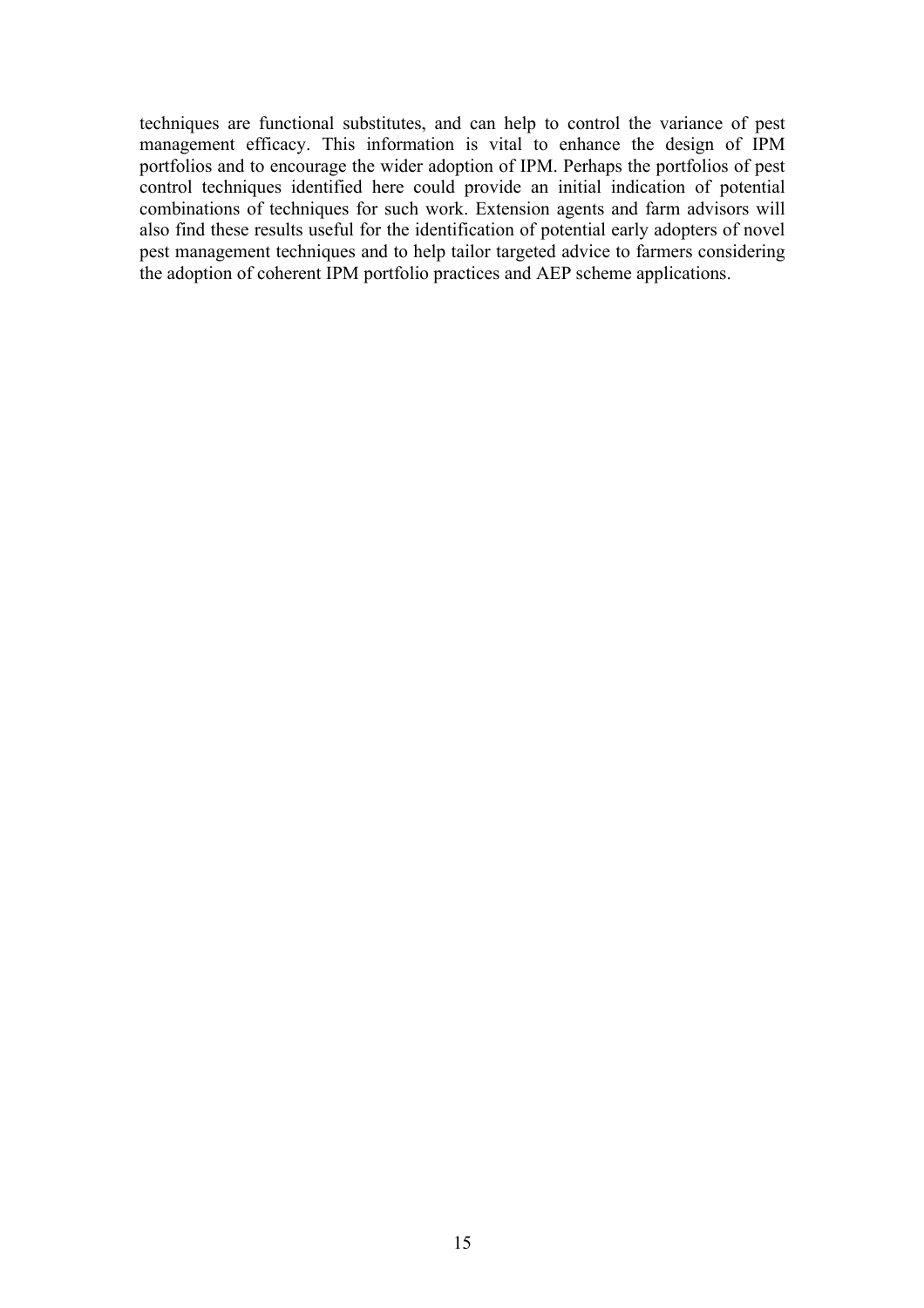techniques are functional substitutes, and can help to control the variance of pest management efficacy. This information is vital to enhance the design of IPM portfolios and to encourage the wider adoption of IPM. Perhaps the portfolios of pest control techniques identified here could provide an initial indication of potential combinations of techniques for such work. Extension agents and farm advisors will also find these results useful for the identification of potential early adopters of novel pest management techniques and to help tailor targeted advice to farmers considering the adoption of coherent IPM portfolio practices and AEP scheme applications.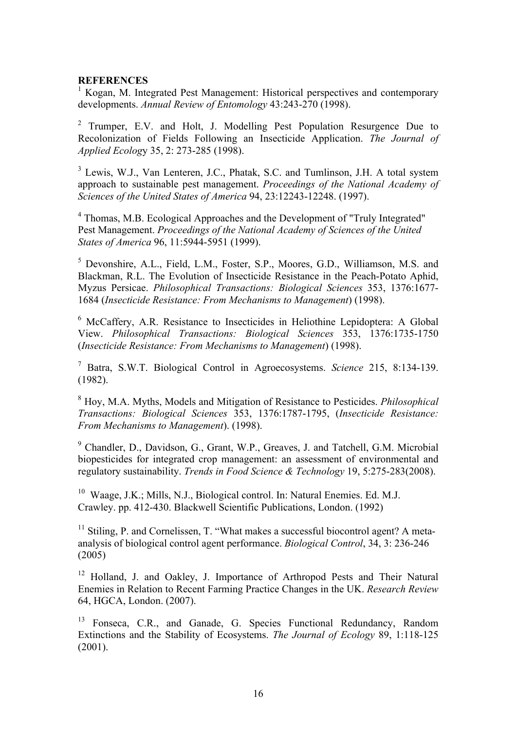**REFERENCES**

[1] Kogan, M. Integrated Pest Management: Historical perspectives and contemporary developments. *Annual Review of Entomology* 43:243-270 (1998).

[2] Trumper, E.V. and Holt, J. Modelling Pest Population Resurgence Due to Recolonization of Fields Following an Insecticide Application. *The Journal of Applied Ecolog*y 35, 2: 273-285 (1998).

[3] Lewis, W.J., Van Lenteren, J.C., Phatak, S.C. and Tumlinson, J.H. A total system approach to sustainable pest management. *Proceedings of the National Academy of Sciences of the United States of America* 94, 23:12243-12248. (1997).

[4] Thomas, M.B. Ecological Approaches and the Development of "Truly Integrated" Pest Management. *Proceedings of the National Academy of Sciences of the United States of America* 96, 11:5944-5951 (1999).

[5] Devonshire, A.L., Field, L.M., Foster, S.P., Moores, G.D., Williamson, M.S. and Blackman, R.L. The Evolution of Insecticide Resistance in the Peach-Potato Aphid, Myzus Persicae. *Philosophical Transactions: Biological Sciences* 353, 1376:1677-1684 (*Insecticide Resistance: From Mechanisms to Management*) (1998).

[6] McCaffery, A.R. Resistance to Insecticides in Heliothine Lepidoptera: A Global View. *Philosophical Transactions: Biological Sciences* 353, 1376:1735-1750 (*Insecticide Resistance: From Mechanisms to Management*) (1998).

[7] Batra, S.W.T. Biological Control in Agroecosystems. *Science* 215, 8:134-139. (1982).

[8] Hoy, M.A. Myths, Models and Mitigation of Resistance to Pesticides. *Philosophical Transactions: Biological Sciences* 353, 1376:1787-1795, (*Insecticide Resistance: From Mechanisms to Management*). (1998).

[9] Chandler, D., Davidson, G., Grant, W.P., Greaves, J. and Tatchell, G.M. Microbial biopesticides for integrated crop management: an assessment of environmental and regulatory sustainability. *Trends in Food Science & Technology* 19, 5:275-283(2008).

[10] Waage, J.K.; Mills, N.J., Biological control. In: Natural Enemies. Ed. M.J. Crawley. pp. 412-430. Blackwell Scientific Publications, London. (1992)

[11] Stiling, P. and Cornelissen, T. "What makes a successful biocontrol agent? A meta-analysis of biological control agent performance. *Biological Control*, 34, 3: 236-246 (2005)

[12] Holland, J. and Oakley, J. Importance of Arthropod Pests and Their Natural Enemies in Relation to Recent Farming Practice Changes in the UK. *Research Review* 64, HGCA, London. (2007).

[13] Fonseca, C.R., and Ganade, G. Species Functional Redundancy, Random Extinctions and the Stability of Ecosystems. *The Journal of Ecology* 89, 1:118-125 (2001).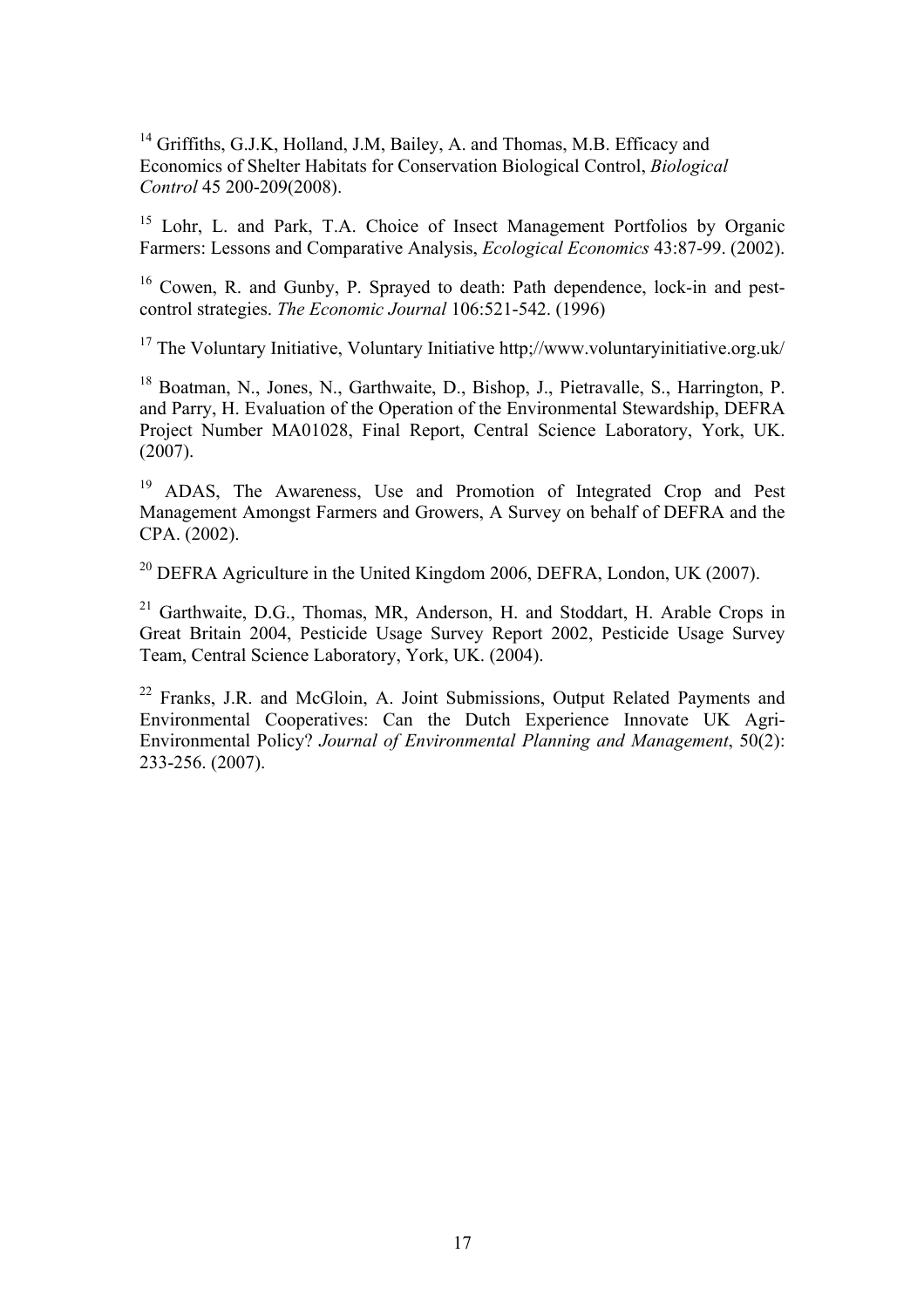[14] Griffiths, G.J.K, Holland, J.M, Bailey, A. and Thomas, M.B. Efficacy and Economics of Shelter Habitats for Conservation Biological Control, *Biological Control* 45 200-209(2008).

[15] Lohr, L. and Park, T.A. Choice of Insect Management Portfolios by Organic Farmers: Lessons and Comparative Analysis, *Ecological Economics* 43:87-99. (2002).

[16] Cowen, R. and Gunby, P. Sprayed to death: Path dependence, lock-in and pest-control strategies. *The Economic Journal* 106:521-542. (1996)

[17] The Voluntary Initiative, Voluntary Initiative http;//www.voluntaryinitiative.org.uk/

[18] Boatman, N., Jones, N., Garthwaite, D., Bishop, J., Pietravalle, S., Harrington, P. and Parry, H. Evaluation of the Operation of the Environmental Stewardship, DEFRA Project Number MA01028, Final Report, Central Science Laboratory, York, UK. (2007).

[19] ADAS, The Awareness, Use and Promotion of Integrated Crop and Pest Management Amongst Farmers and Growers, A Survey on behalf of DEFRA and the CPA. (2002).

[20] DEFRA Agriculture in the United Kingdom 2006, DEFRA, London, UK (2007).

[21] Garthwaite, D.G., Thomas, MR, Anderson, H. and Stoddart, H. Arable Crops in Great Britain 2004, Pesticide Usage Survey Report 2002, Pesticide Usage Survey Team, Central Science Laboratory, York, UK. (2004).

[22] Franks, J.R. and McGloin, A. Joint Submissions, Output Related Payments and Environmental Cooperatives: Can the Dutch Experience Innovate UK Agri-Environmental Policy? *Journal of Environmental Planning and Management*, 50(2): 233-256. (2007).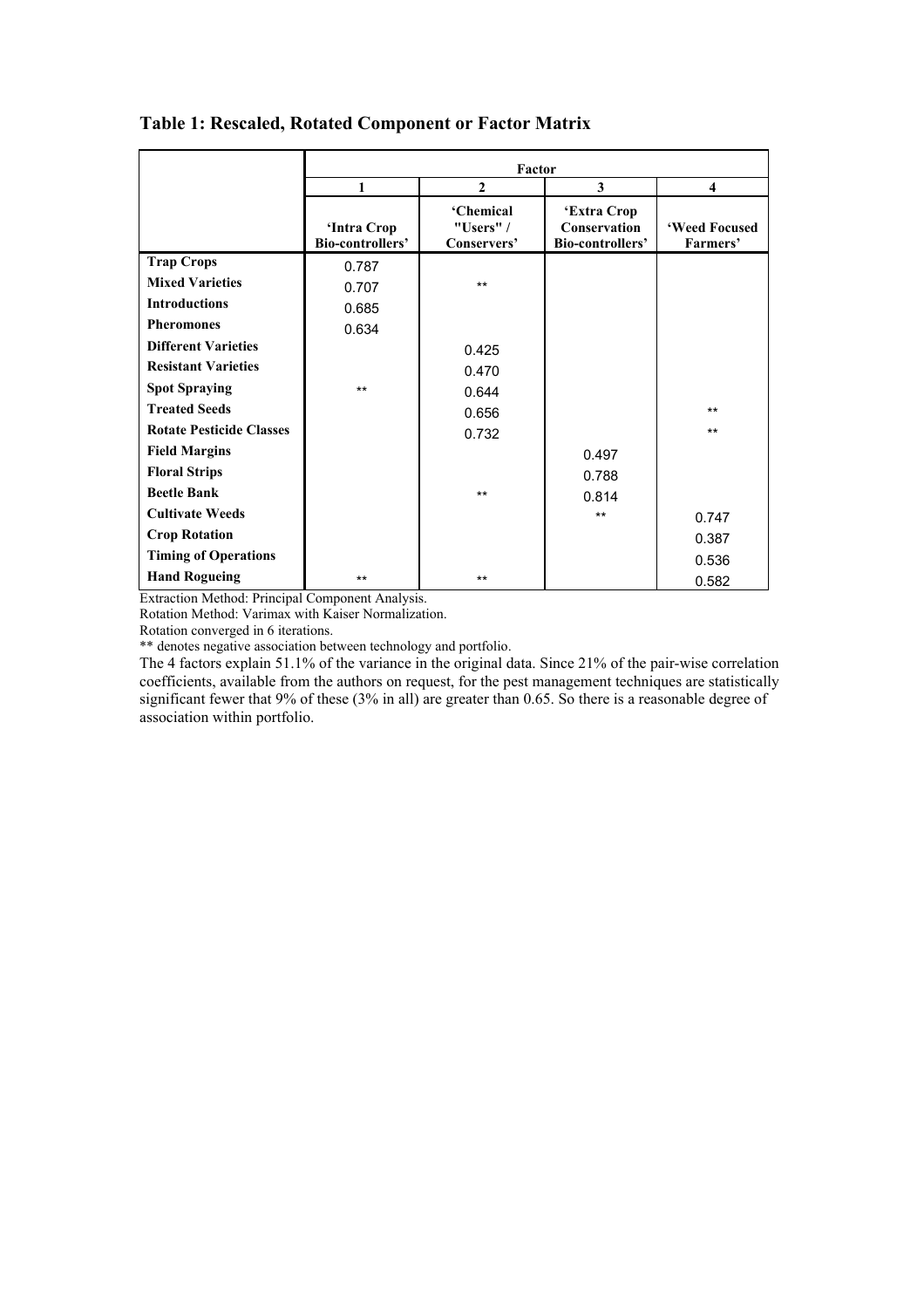**Table 1: Rescaled, Rotated Component or Factor Matrix**

| | Factor | | | |
|---|---|---|---|---|
| | 1 | 2 | 3 | 4 |
| | 'Intra Crop Bio-controllers' | 'Chemical "Users" / Conservers' | 'Extra Crop Conservation Bio-controllers' | 'Weed Focused Farmers' |
| **Trap Crops** | 0.787 | | | |
| **Mixed Varieties** | 0.707 | ** | | |
| **Introductions** | 0.685 | | | |
| **Pheromones** | 0.634 | | | |
| **Different Varieties** | | 0.425 | | |
| **Resistant Varieties** | | 0.470 | | |
| **Spot Spraying** | ** | 0.644 | | |
| **Treated Seeds** | | 0.656 | | ** |
| **Rotate Pesticide Classes** | | 0.732 | | ** |
| **Field Margins** | | | 0.497 | |
| **Floral Strips** | | | 0.788 | |
| **Beetle Bank** | | ** | 0.814 | |
| **Cultivate Weeds** | | | ** | 0.747 |
| **Crop Rotation** | | | | 0.387 |
| **Timing of Operations** | | | | 0.536 |
| **Hand Rogueing** | ** | ** | | 0.582 |

Extraction Method: Principal Component Analysis.

Rotation Method: Varimax with Kaiser Normalization.

Rotation converged in 6 iterations.

** denotes negative association between technology and portfolio.

The 4 factors explain 51.1% of the variance in the original data. Since 21% of the pair-wise correlation coefficients, available from the authors on request, for the pest management techniques are statistically significant fewer that 9% of these (3% in all) are greater than 0.65. So there is a reasonable degree of association within portfolio.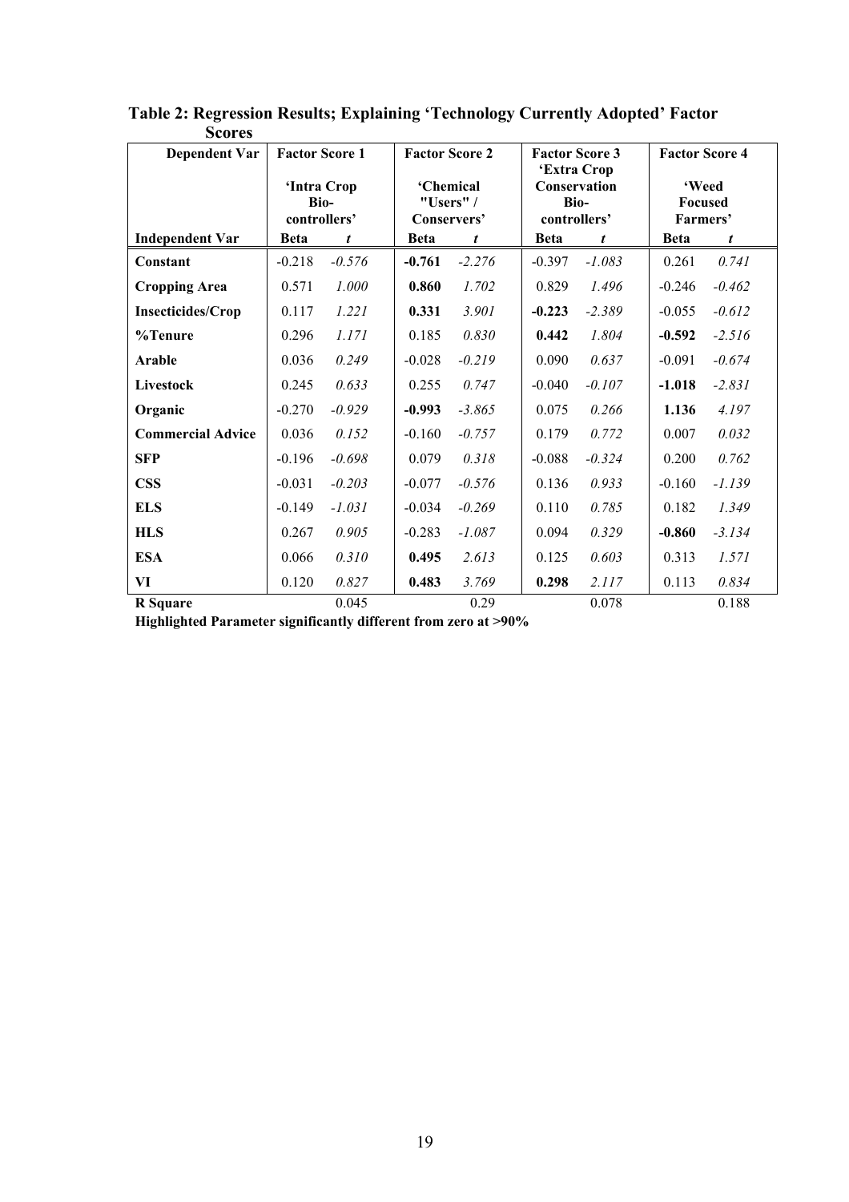**Table 2: Regression Results; Explaining 'Technology Currently Adopted' Factor Scores**

| Dependent Var | Factor Score 1 'Intra Crop Bio-controllers' | | Factor Score 2 'Chemical "Users" / Conservers' | | Factor Score 3 'Extra Crop Conservation Bio-controllers' | | Factor Score 4 'Weed Focused Farmers' | |
|---|---|---|---|---|---|---|---|---|
| **Independent Var** | **Beta** | ***t*** | **Beta** | ***t*** | **Beta** | ***t*** | **Beta** | ***t*** |
| **Constant** | -0.218 | *-0.576* | **-0.761** | *-2.276* | -0.397 | *-1.083* | 0.261 | *0.741* |
| **Cropping Area** | 0.571 | *1.000* | **0.860** | *1.702* | 0.829 | *1.496* | -0.246 | *-0.462* |
| **Insecticides/Crop** | 0.117 | *1.221* | **0.331** | *3.901* | **-0.223** | *-2.389* | -0.055 | *-0.612* |
| **%Tenure** | 0.296 | *1.171* | 0.185 | *0.830* | **0.442** | *1.804* | **-0.592** | *-2.516* |
| **Arable** | 0.036 | *0.249* | -0.028 | *-0.219* | 0.090 | *0.637* | -0.091 | *-0.674* |
| **Livestock** | 0.245 | *0.633* | 0.255 | *0.747* | -0.040 | *-0.107* | **-1.018** | *-2.831* |
| **Organic** | -0.270 | *-0.929* | **-0.993** | *-3.865* | 0.075 | *0.266* | **1.136** | *4.197* |
| **Commercial Advice** | 0.036 | *0.152* | -0.160 | *-0.757* | 0.179 | *0.772* | 0.007 | *0.032* |
| **SFP** | -0.196 | *-0.698* | 0.079 | *0.318* | -0.088 | *-0.324* | 0.200 | *0.762* |
| **CSS** | -0.031 | *-0.203* | -0.077 | *-0.576* | 0.136 | *0.933* | -0.160 | *-1.139* |
| **ELS** | -0.149 | *-1.031* | -0.034 | *-0.269* | 0.110 | *0.785* | 0.182 | *1.349* |
| **HLS** | 0.267 | *0.905* | -0.283 | *-1.087* | 0.094 | *0.329* | **-0.860** | *-3.134* |
| **ESA** | 0.066 | *0.310* | **0.495** | *2.613* | 0.125 | *0.603* | 0.313 | *1.571* |
| **VI** | 0.120 | *0.827* | **0.483** | *3.769* | **0.298** | *2.117* | 0.113 | *0.834* |
| **R Square** | | 0.045 | | 0.29 | | 0.078 | | 0.188 |

**Highlighted Parameter significantly different from zero at >90%**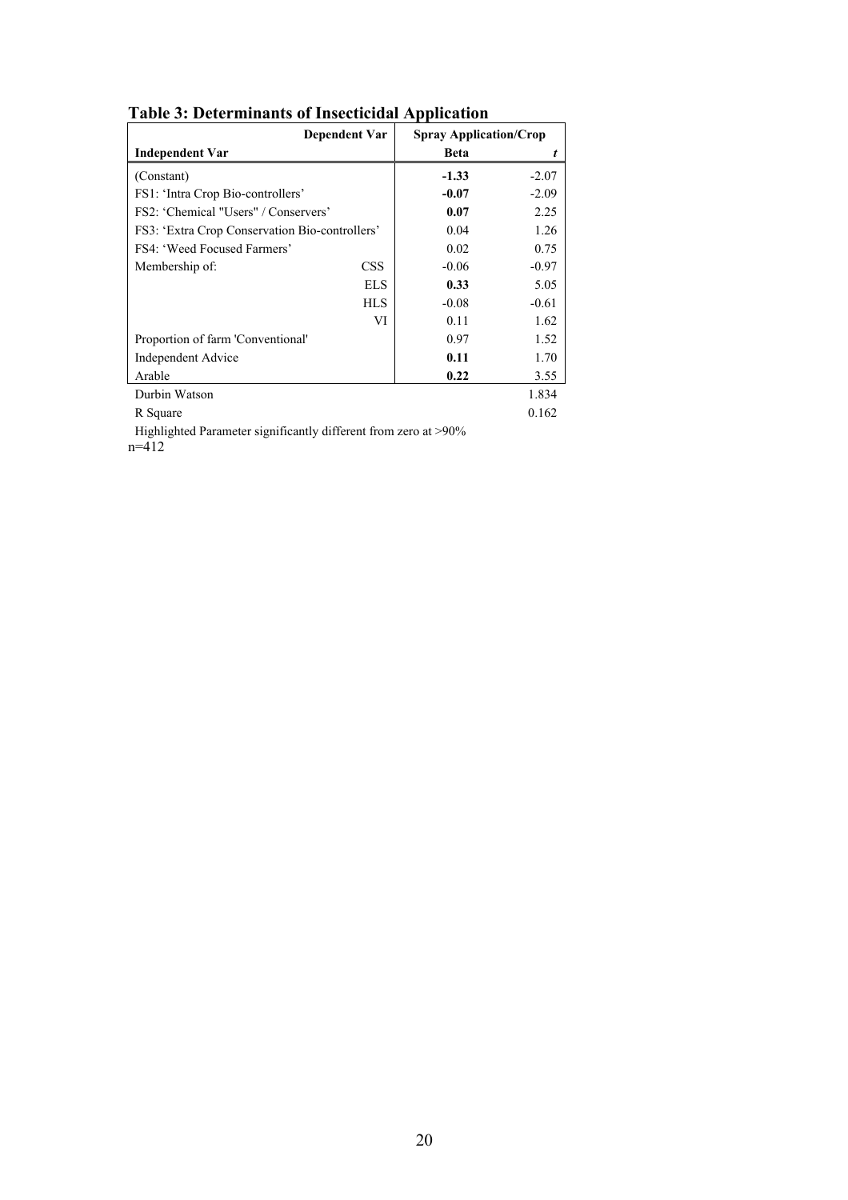**Table 3: Determinants of Insecticidal Application**

| Independent Var | Dependent Var | Spray Application/Crop Beta | *t* |
|---|---|---|---|
| (Constant) | | **-1.33** | -2.07 |
| FS1: 'Intra Crop Bio-controllers' | | **-0.07** | -2.09 |
| FS2: 'Chemical "Users" / Conservers' | | **0.07** | 2.25 |
| FS3: 'Extra Crop Conservation Bio-controllers' | | 0.04 | 1.26 |
| FS4: 'Weed Focused Farmers' | | 0.02 | 0.75 |
| Membership of: | CSS | -0.06 | -0.97 |
| | ELS | **0.33** | 5.05 |
| | HLS | -0.08 | -0.61 |
| | VI | 0.11 | 1.62 |
| Proportion of farm 'Conventional' | | 0.97 | 1.52 |
| Independent Advice | | **0.11** | 1.70 |
| Arable | | **0.22** | 3.55 |
| Durbin Watson | | | 1.834 |
| R Square | | | 0.162 |

Highlighted Parameter significantly different from zero at >90%

n=412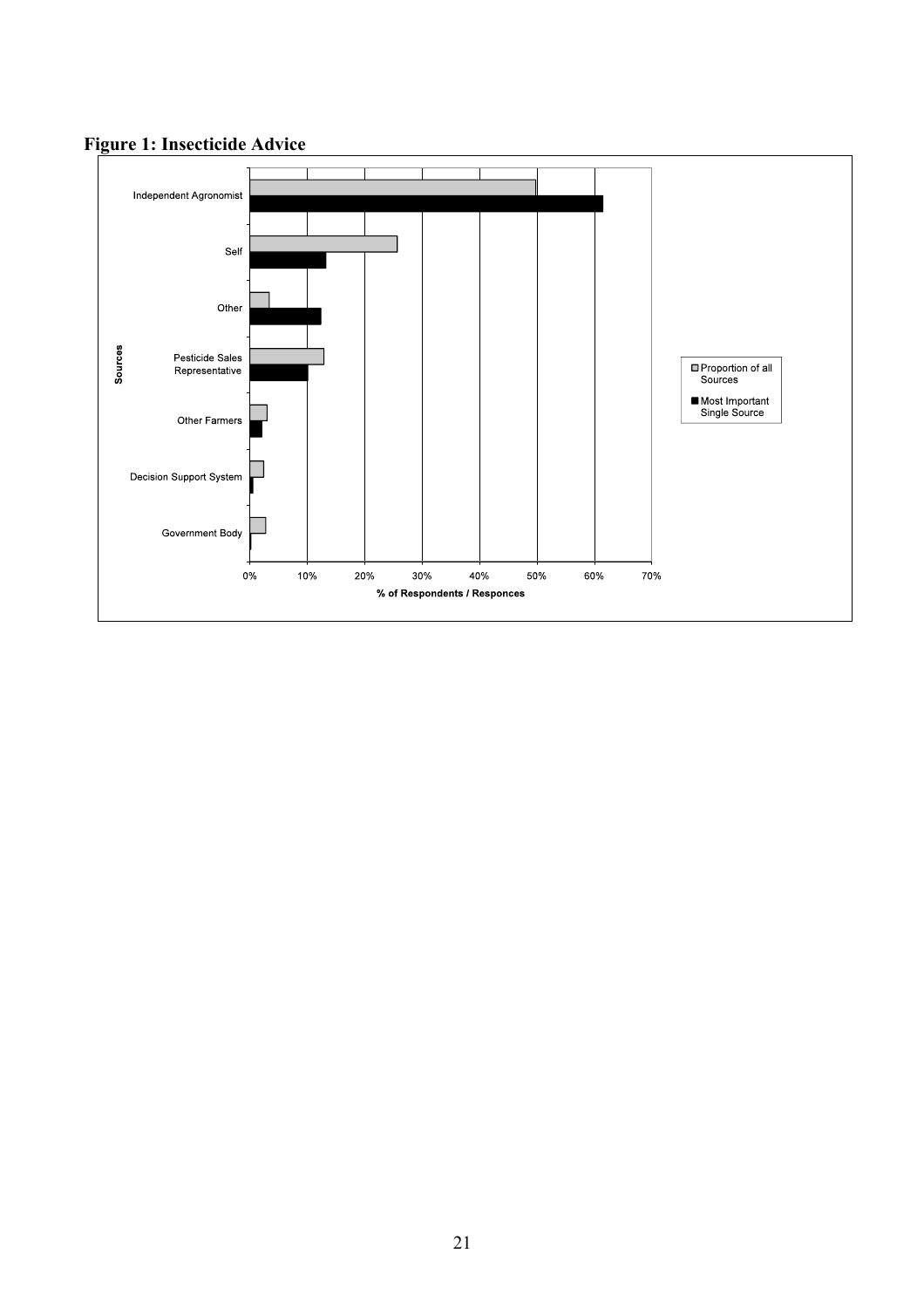**Figure 1: Insecticide Advice**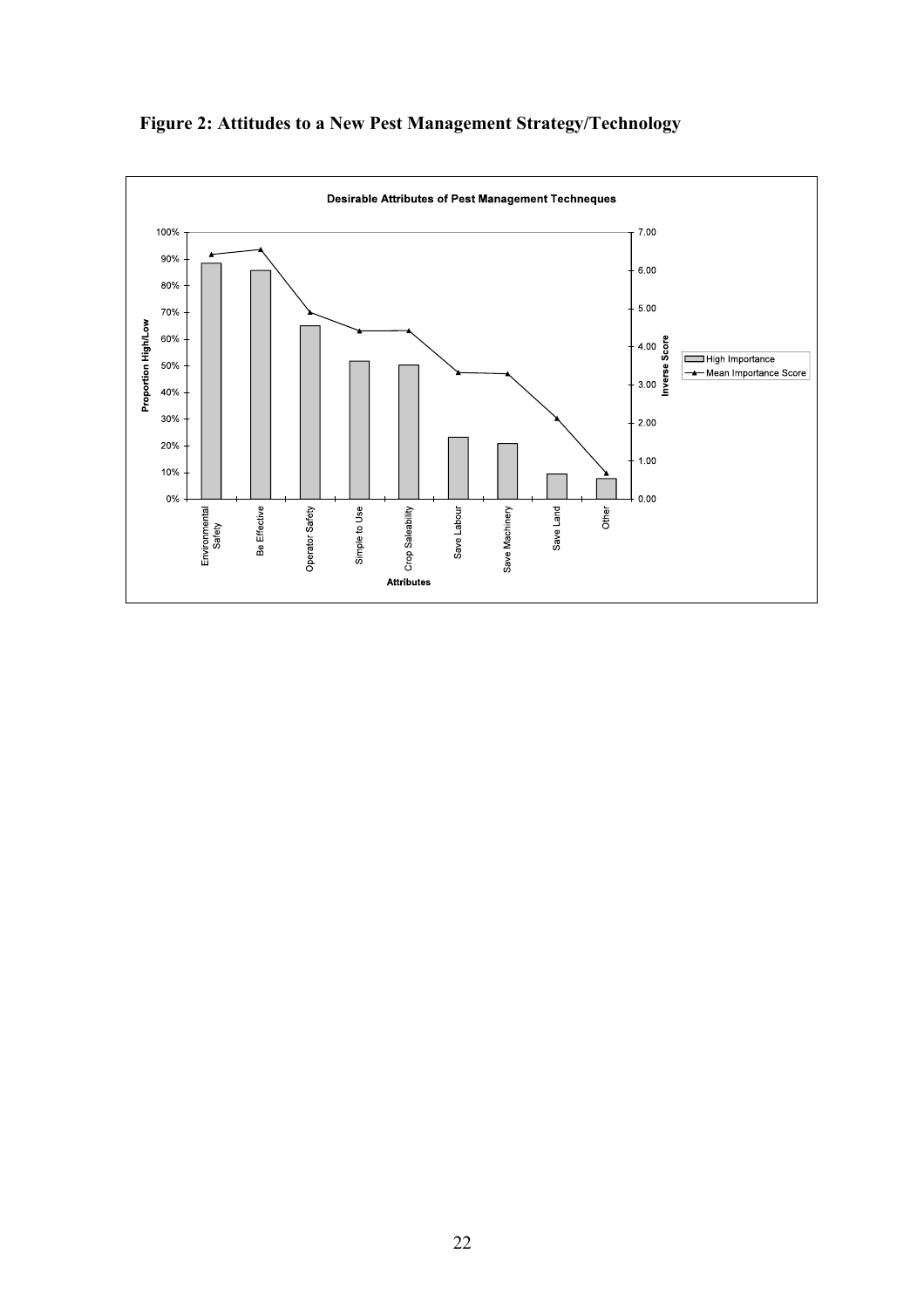**Figure 2: Attitudes to a New Pest Management Strategy/Technology**

**Desirable Attributes of Pest Management Techneques**

| Attributes | High Importance (Proportion High/Low) | Mean Importance Score (Inverse Score) |
|---|---|---|
| Environmental Safety | ~88% | ~6.4 |
| Be Effective | ~86% | ~6.55 |
| Operator Safety | ~65% | ~4.9 |
| Simple to Use | ~52% | ~4.4 |
| Crop Saleability | ~50% | ~4.4 |
| Save Labour | ~23% | ~3.3 |
| Save Machinery | ~21% | ~3.3 |
| Save Land | ~10% | ~2.1 |
| Other | ~8% | ~0.7 |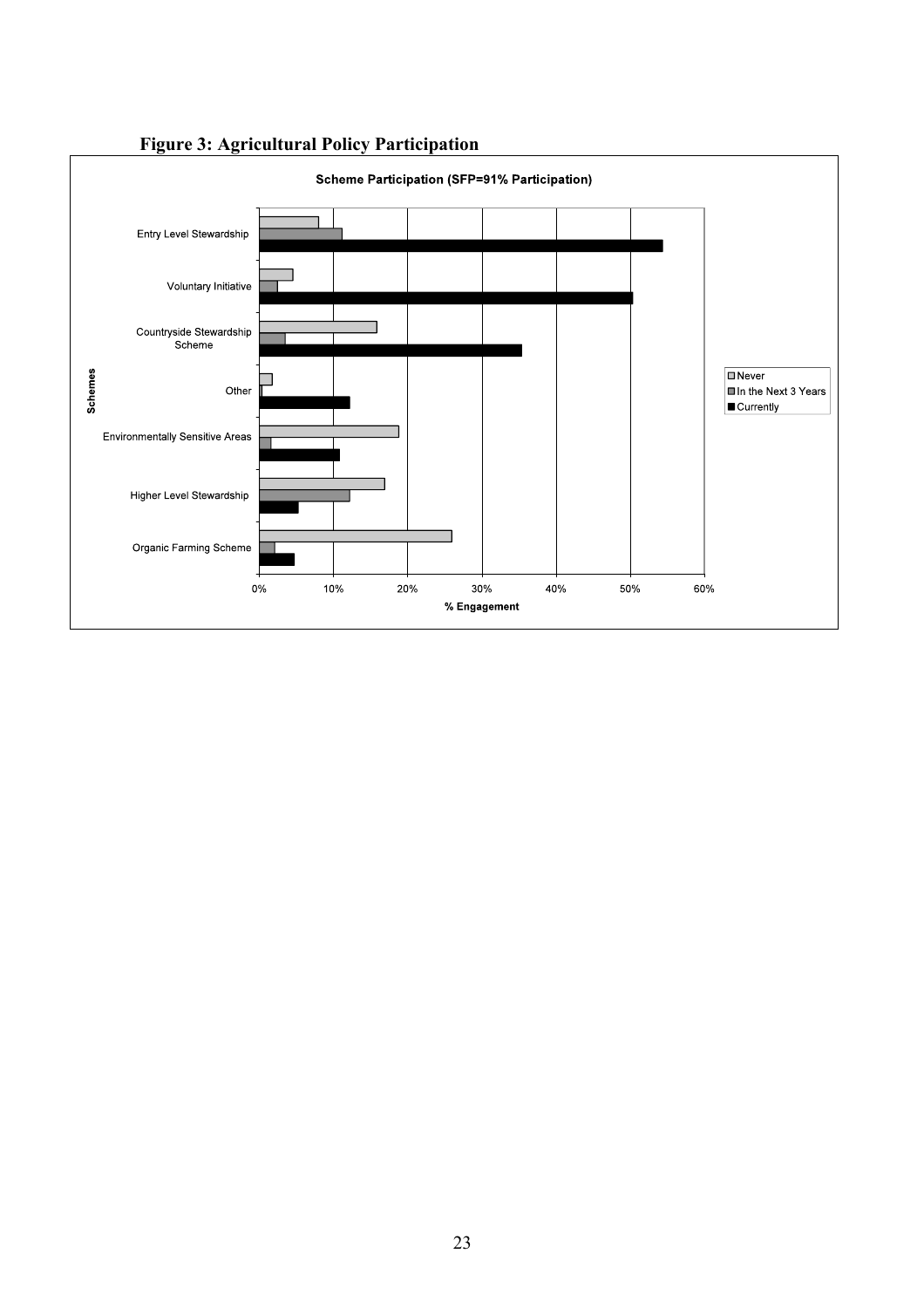**Figure 3: Agricultural Policy Participation**

Scheme Participation (SFP=91% Participation)

| Schemes | Never | In the Next 3 Years | Currently |
|---|---|---|---|
| Entry Level Stewardship | ~8% | ~11% | ~54% |
| Voluntary Initiative | ~4.5% | ~2.5% | ~50% |
| Countryside Stewardship Scheme | ~16% | ~3.5% | ~35% |
| Other | ~2% | ~0.5% | ~12% |
| Environmentally Sensitive Areas | ~19% | ~1.5% | ~11% |
| Higher Level Stewardship | ~17% | ~12% | ~5% |
| Organic Farming Scheme | ~26% | ~2% | ~5% |

% Engagement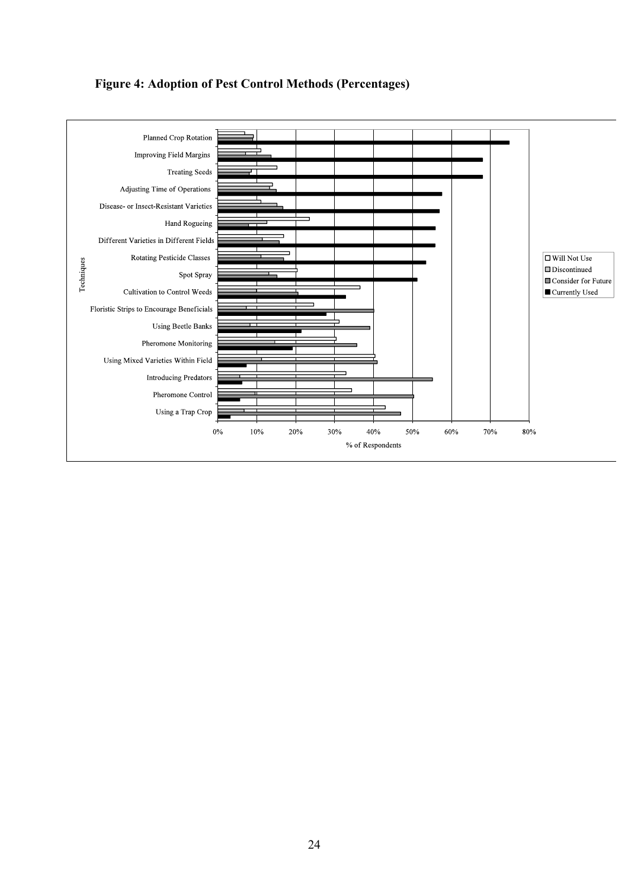**Figure 4: Adoption of Pest Control Methods (Percentages)**

Techniques

Planned Crop Rotation
Improving Field Margins
Treating Seeds
Adjusting Time of Operations
Disease- or Insect-Resistant Varieties
Hand Rogueing
Different Varieties in Different Fields
Rotating Pesticide Classes
Spot Spray
Cultivation to Control Weeds
Floristic Strips to Encourage Beneficials
Using Beetle Banks
Pheromone Monitoring
Using Mixed Varieties Within Field
Introducing Predators
Pheromone Control
Using a Trap Crop

0% 10% 20% 30% 40% 50% 60% 70% 80%

% of Respondents

Will Not Use
Discontinued
Consider for Future
Currently Used